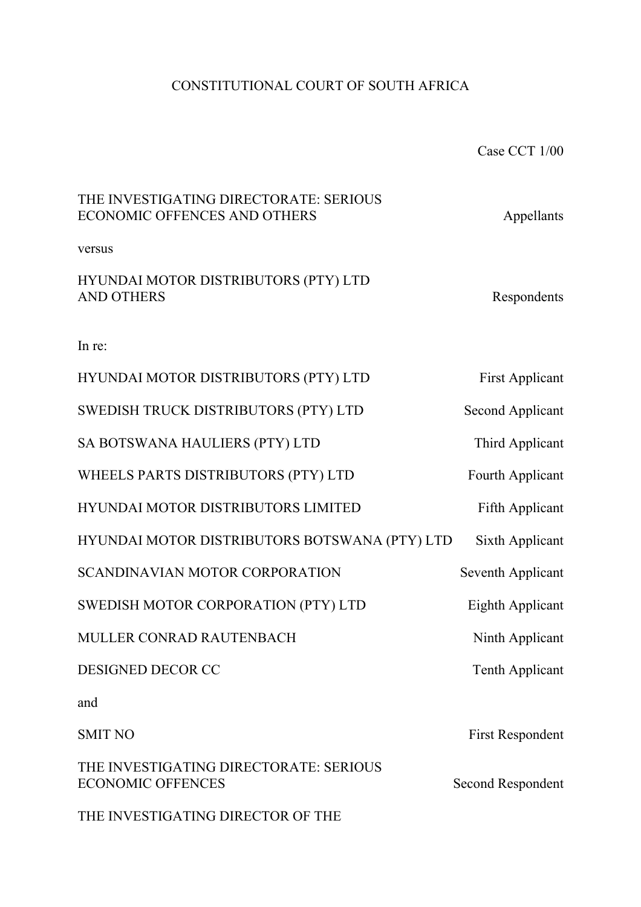CONSTITUTIONAL COURT OF SOUTH AFRICA

Case CCT 1/00

| | |
|---|---|
| THE INVESTIGATING DIRECTORATE: SERIOUS ECONOMIC OFFENCES AND OTHERS | Appellants |
| versus | |
| HYUNDAI MOTOR DISTRIBUTORS (PTY) LTD AND OTHERS | Respondents |
| In re: | |
| HYUNDAI MOTOR DISTRIBUTORS (PTY) LTD | First Applicant |
| SWEDISH TRUCK DISTRIBUTORS (PTY) LTD | Second Applicant |
| SA BOTSWANA HAULIERS (PTY) LTD | Third Applicant |
| WHEELS PARTS DISTRIBUTORS (PTY) LTD | Fourth Applicant |
| HYUNDAI MOTOR DISTRIBUTORS LIMITED | Fifth Applicant |
| HYUNDAI MOTOR DISTRIBUTORS BOTSWANA (PTY) LTD | Sixth Applicant |
| SCANDINAVIAN MOTOR CORPORATION | Seventh Applicant |
| SWEDISH MOTOR CORPORATION (PTY) LTD | Eighth Applicant |
| MULLER CONRAD RAUTENBACH | Ninth Applicant |
| DESIGNED DECOR CC | Tenth Applicant |
| and | |
| SMIT NO | First Respondent |
| THE INVESTIGATING DIRECTORATE: SERIOUS ECONOMIC OFFENCES | Second Respondent |
| THE INVESTIGATING DIRECTOR OF THE | |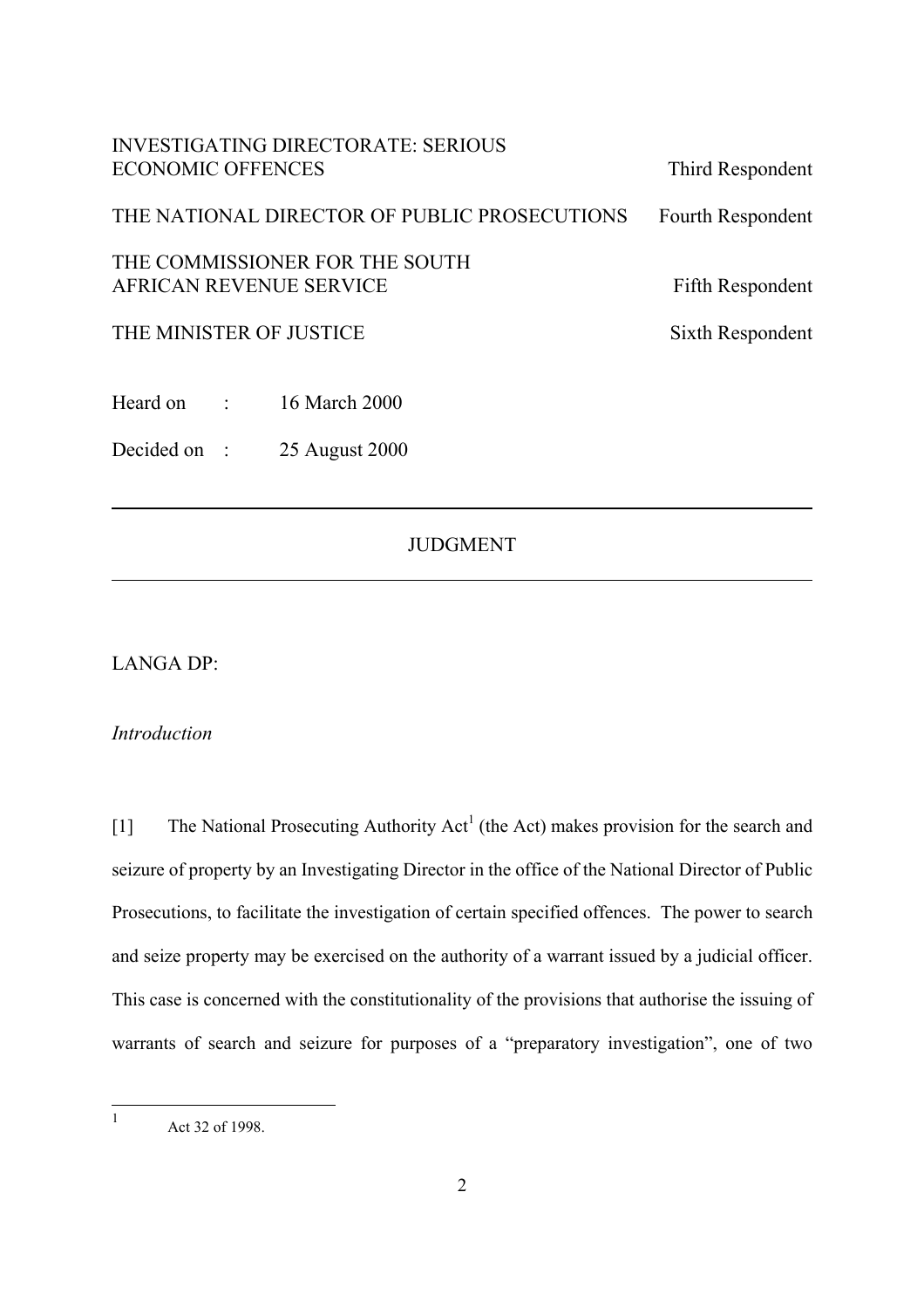| | |
|---|---|
| INVESTIGATING DIRECTORATE: SERIOUS ECONOMIC OFFENCES | Third Respondent |
| THE NATIONAL DIRECTOR OF PUBLIC PROSECUTIONS | Fourth Respondent |
| THE COMMISSIONER FOR THE SOUTH AFRICAN REVENUE SERVICE | Fifth Respondent |
| THE MINISTER OF JUSTICE | Sixth Respondent |

Heard on : 16 March 2000

Decided on : 25 August 2000

---

## JUDGMENT

---

LANGA DP:

*Introduction*

[1] The National Prosecuting Authority Act[1] (the Act) makes provision for the search and seizure of property by an Investigating Director in the office of the National Director of Public Prosecutions, to facilitate the investigation of certain specified offences. The power to search and seize property may be exercised on the authority of a warrant issued by a judicial officer. This case is concerned with the constitutionality of the provisions that authorise the issuing of warrants of search and seizure for purposes of a "preparatory investigation", one of two

---

[1] Act 32 of 1998.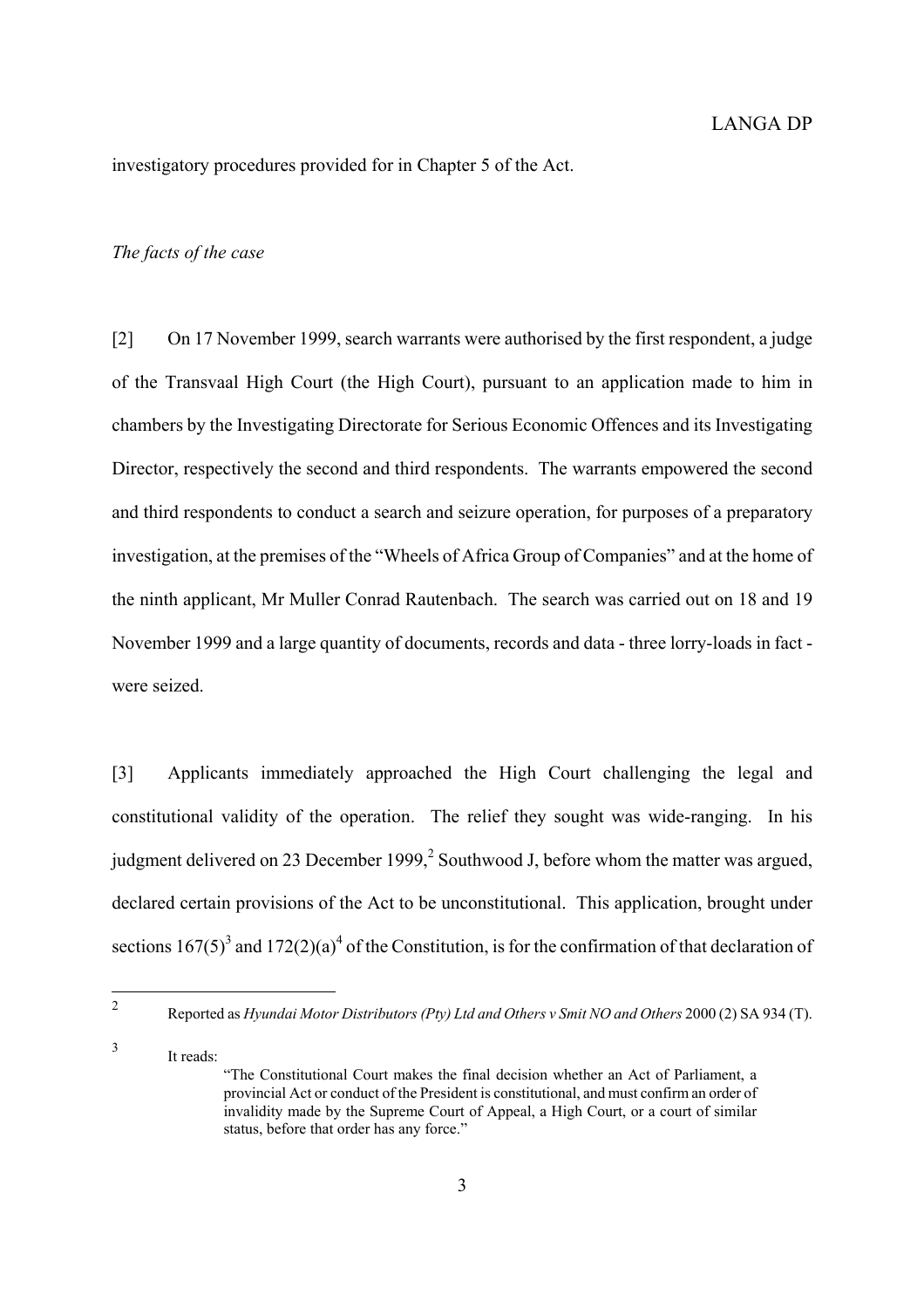investigatory procedures provided for in Chapter 5 of the Act.

*The facts of the case*

[2] On 17 November 1999, search warrants were authorised by the first respondent, a judge of the Transvaal High Court (the High Court), pursuant to an application made to him in chambers by the Investigating Directorate for Serious Economic Offences and its Investigating Director, respectively the second and third respondents. The warrants empowered the second and third respondents to conduct a search and seizure operation, for purposes of a preparatory investigation, at the premises of the "Wheels of Africa Group of Companies" and at the home of the ninth applicant, Mr Muller Conrad Rautenbach. The search was carried out on 18 and 19 November 1999 and a large quantity of documents, records and data - three lorry-loads in fact - were seized.

[3] Applicants immediately approached the High Court challenging the legal and constitutional validity of the operation. The relief they sought was wide-ranging. In his judgment delivered on 23 December 1999,[2] Southwood J, before whom the matter was argued, declared certain provisions of the Act to be unconstitutional. This application, brought under sections 167(5)[3] and 172(2)(a)[4] of the Constitution, is for the confirmation of that declaration of

---

[2] Reported as *Hyundai Motor Distributors (Pty) Ltd and Others v Smit NO and Others* 2000 (2) SA 934 (T).

[3] It reads:

> "The Constitutional Court makes the final decision whether an Act of Parliament, a provincial Act or conduct of the President is constitutional, and must confirm an order of invalidity made by the Supreme Court of Appeal, a High Court, or a court of similar status, before that order has any force."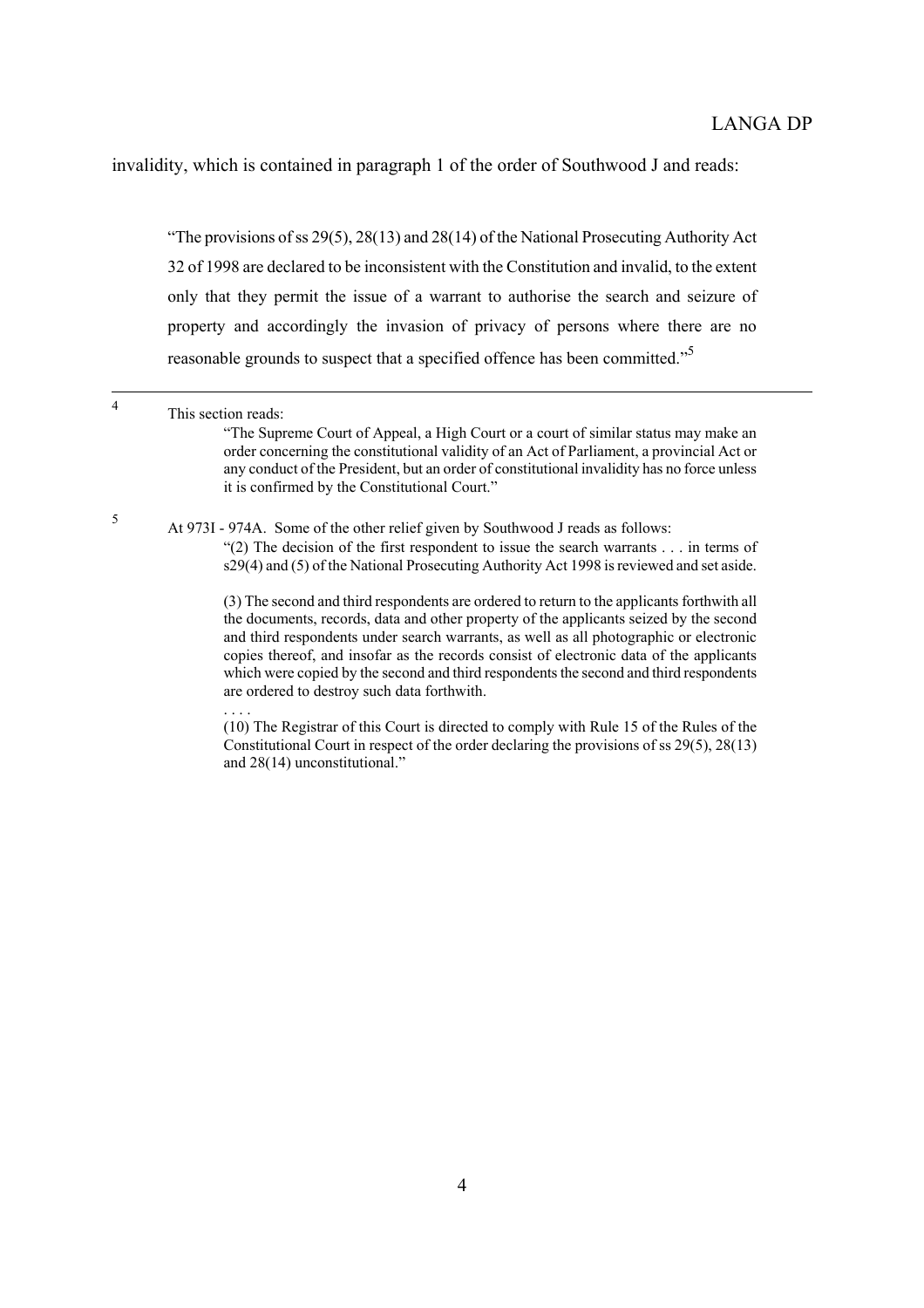invalidity, which is contained in paragraph 1 of the order of Southwood J and reads:

> "The provisions of ss 29(5), 28(13) and 28(14) of the National Prosecuting Authority Act 32 of 1998 are declared to be inconsistent with the Constitution and invalid, to the extent only that they permit the issue of a warrant to authorise the search and seizure of property and accordingly the invasion of privacy of persons where there are no reasonable grounds to suspect that a specified offence has been committed."[5]

---

[4] This section reads:

> "The Supreme Court of Appeal, a High Court or a court of similar status may make an order concerning the constitutional validity of an Act of Parliament, a provincial Act or any conduct of the President, but an order of constitutional invalidity has no force unless it is confirmed by the Constitutional Court."

[5] At 973I - 974A. Some of the other relief given by Southwood J reads as follows:

> "(2) The decision of the first respondent to issue the search warrants . . . in terms of s29(4) and (5) of the National Prosecuting Authority Act 1998 is reviewed and set aside.
>
> (3) The second and third respondents are ordered to return to the applicants forthwith all the documents, records, data and other property of the applicants seized by the second and third respondents under search warrants, as well as all photographic or electronic copies thereof, and insofar as the records consist of electronic data of the applicants which were copied by the second and third respondents the second and third respondents are ordered to destroy such data forthwith.
>
> . . . .
>
> (10) The Registrar of this Court is directed to comply with Rule 15 of the Rules of the Constitutional Court in respect of the order declaring the provisions of ss 29(5), 28(13) and 28(14) unconstitutional."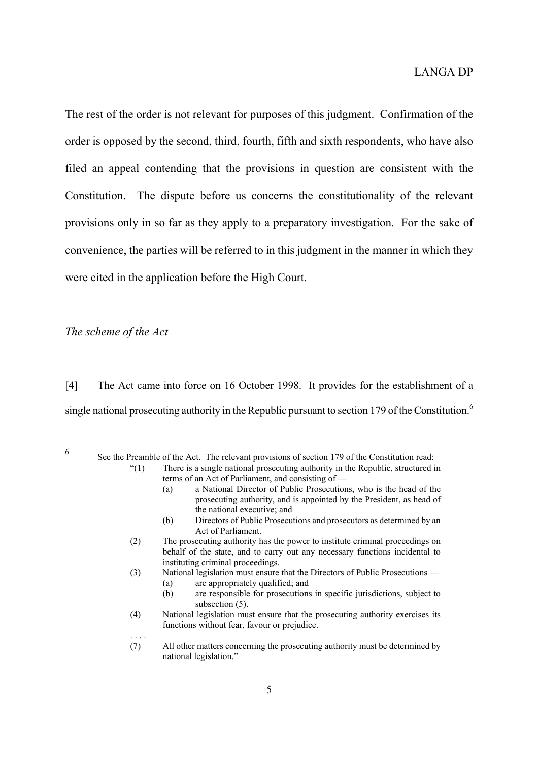The rest of the order is not relevant for purposes of this judgment. Confirmation of the order is opposed by the second, third, fourth, fifth and sixth respondents, who have also filed an appeal contending that the provisions in question are consistent with the Constitution. The dispute before us concerns the constitutionality of the relevant provisions only in so far as they apply to a preparatory investigation. For the sake of convenience, the parties will be referred to in this judgment in the manner in which they were cited in the application before the High Court.

*The scheme of the Act*

[4] The Act came into force on 16 October 1998. It provides for the establishment of a single national prosecuting authority in the Republic pursuant to section 179 of the Constitution.[6]

---

[6] See the Preamble of the Act. The relevant provisions of section 179 of the Constitution read:

> "(1) There is a single national prosecuting authority in the Republic, structured in terms of an Act of Parliament, and consisting of —
>
> (a) a National Director of Public Prosecutions, who is the head of the prosecuting authority, and is appointed by the President, as head of the national executive; and
>
> (b) Directors of Public Prosecutions and prosecutors as determined by an Act of Parliament.
>
> (2) The prosecuting authority has the power to institute criminal proceedings on behalf of the state, and to carry out any necessary functions incidental to instituting criminal proceedings.
>
> (3) National legislation must ensure that the Directors of Public Prosecutions —
>
> (a) are appropriately qualified; and
>
> (b) are responsible for prosecutions in specific jurisdictions, subject to subsection (5).
>
> (4) National legislation must ensure that the prosecuting authority exercises its functions without fear, favour or prejudice.
>
> . . . .
>
> (7) All other matters concerning the prosecuting authority must be determined by national legislation."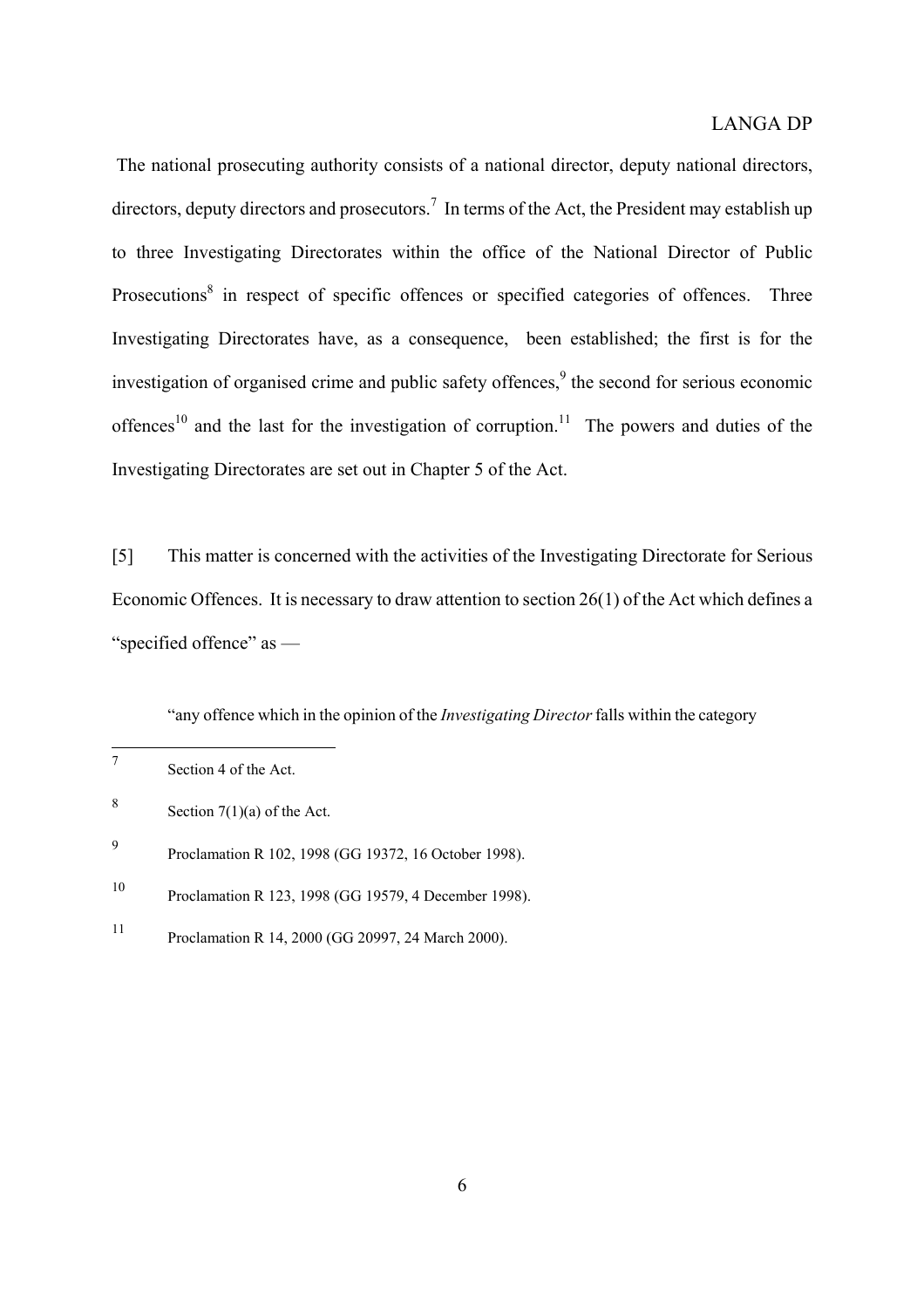The national prosecuting authority consists of a national director, deputy national directors, directors, deputy directors and prosecutors.[7] In terms of the Act, the President may establish up to three Investigating Directorates within the office of the National Director of Public Prosecutions[8] in respect of specific offences or specified categories of offences. Three Investigating Directorates have, as a consequence, been established; the first is for the investigation of organised crime and public safety offences,[9] the second for serious economic offences[10] and the last for the investigation of corruption.[11] The powers and duties of the Investigating Directorates are set out in Chapter 5 of the Act.

[5] This matter is concerned with the activities of the Investigating Directorate for Serious Economic Offences. It is necessary to draw attention to section 26(1) of the Act which defines a "specified offence" as —

> "any offence which in the opinion of the *Investigating Director* falls within the category

---

[7] Section 4 of the Act.

[8] Section 7(1)(a) of the Act.

[9] Proclamation R 102, 1998 (GG 19372, 16 October 1998).

[10] Proclamation R 123, 1998 (GG 19579, 4 December 1998).

[11] Proclamation R 14, 2000 (GG 20997, 24 March 2000).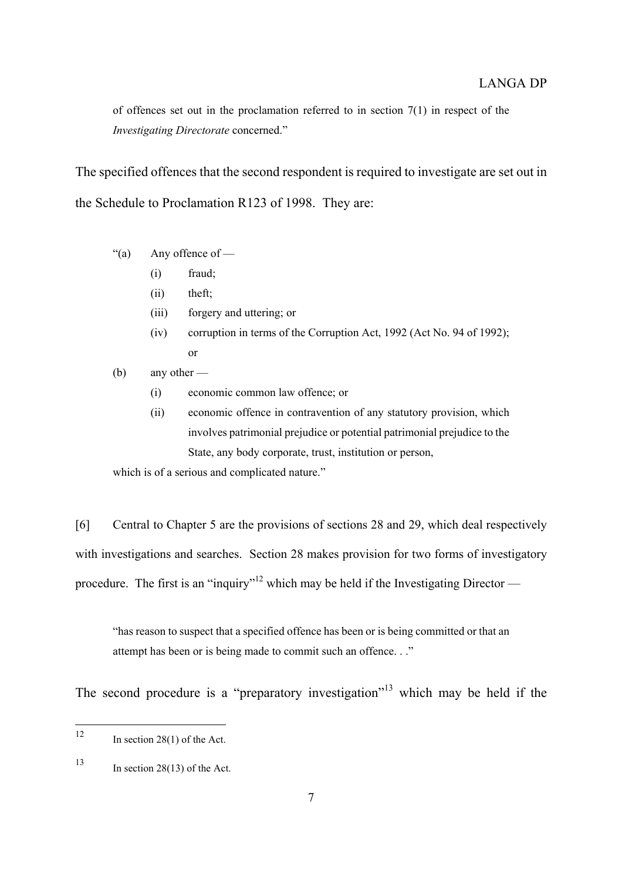of offences set out in the proclamation referred to in section 7(1) in respect of the *Investigating Directorate* concerned."

The specified offences that the second respondent is required to investigate are set out in the Schedule to Proclamation R123 of 1998. They are:

> "(a) Any offence of —
>
> (i) fraud;
>
> (ii) theft;
>
> (iii) forgery and uttering; or
>
> (iv) corruption in terms of the Corruption Act, 1992 (Act No. 94 of 1992); or
>
> (b) any other —
>
> (i) economic common law offence; or
>
> (ii) economic offence in contravention of any statutory provision, which involves patrimonial prejudice or potential patrimonial prejudice to the State, any body corporate, trust, institution or person,
>
> which is of a serious and complicated nature."

[6] Central to Chapter 5 are the provisions of sections 28 and 29, which deal respectively with investigations and searches. Section 28 makes provision for two forms of investigatory procedure. The first is an "inquiry"[12] which may be held if the Investigating Director —

> "has reason to suspect that a specified offence has been or is being committed or that an attempt has been or is being made to commit such an offence. . ."

The second procedure is a "preparatory investigation"[13] which may be held if the

---

[12] In section 28(1) of the Act.

[13] In section 28(13) of the Act.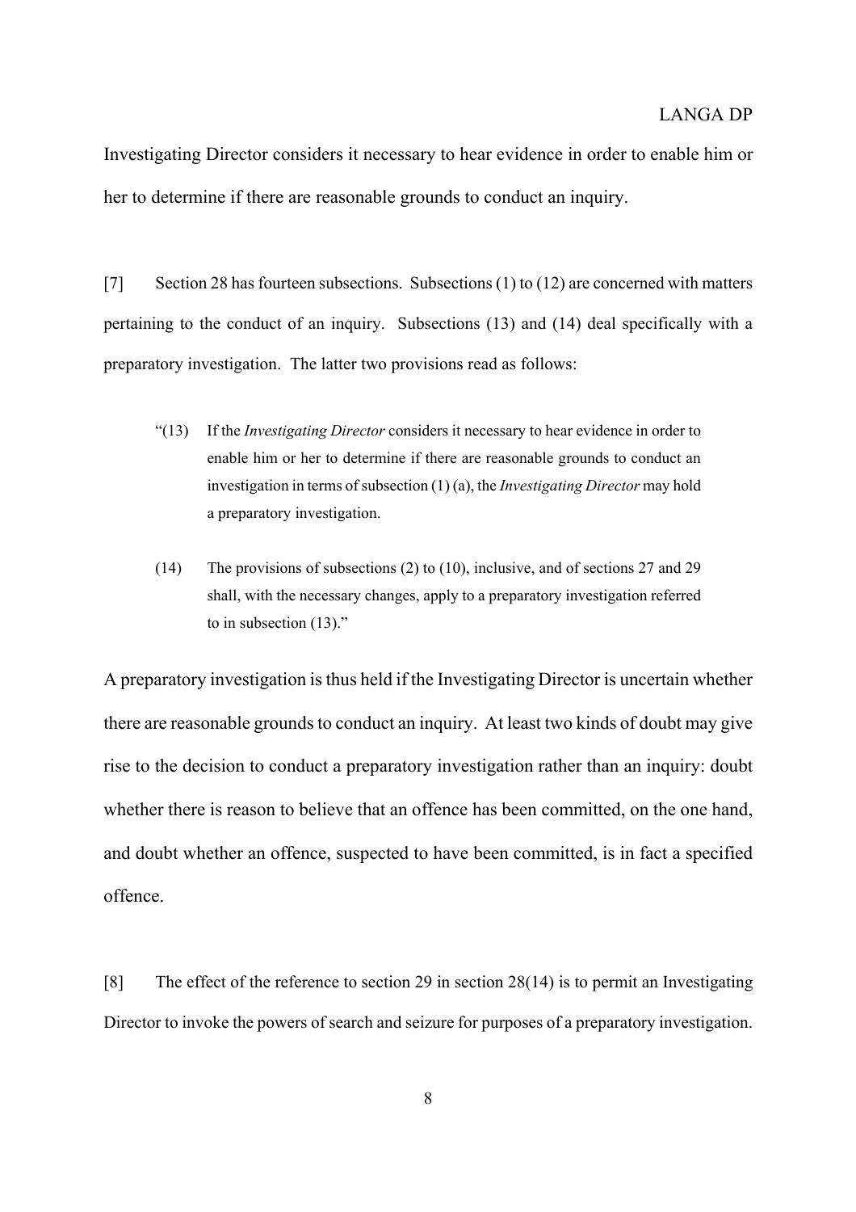Investigating Director considers it necessary to hear evidence in order to enable him or her to determine if there are reasonable grounds to conduct an inquiry.

[7] Section 28 has fourteen subsections. Subsections (1) to (12) are concerned with matters pertaining to the conduct of an inquiry. Subsections (13) and (14) deal specifically with a preparatory investigation. The latter two provisions read as follows:

> "(13) If the *Investigating Director* considers it necessary to hear evidence in order to enable him or her to determine if there are reasonable grounds to conduct an investigation in terms of subsection (1) (a), the *Investigating Director* may hold a preparatory investigation.
>
> (14) The provisions of subsections (2) to (10), inclusive, and of sections 27 and 29 shall, with the necessary changes, apply to a preparatory investigation referred to in subsection (13)."

A preparatory investigation is thus held if the Investigating Director is uncertain whether there are reasonable grounds to conduct an inquiry. At least two kinds of doubt may give rise to the decision to conduct a preparatory investigation rather than an inquiry: doubt whether there is reason to believe that an offence has been committed, on the one hand, and doubt whether an offence, suspected to have been committed, is in fact a specified offence.

[8] The effect of the reference to section 29 in section 28(14) is to permit an Investigating Director to invoke the powers of search and seizure for purposes of a preparatory investigation.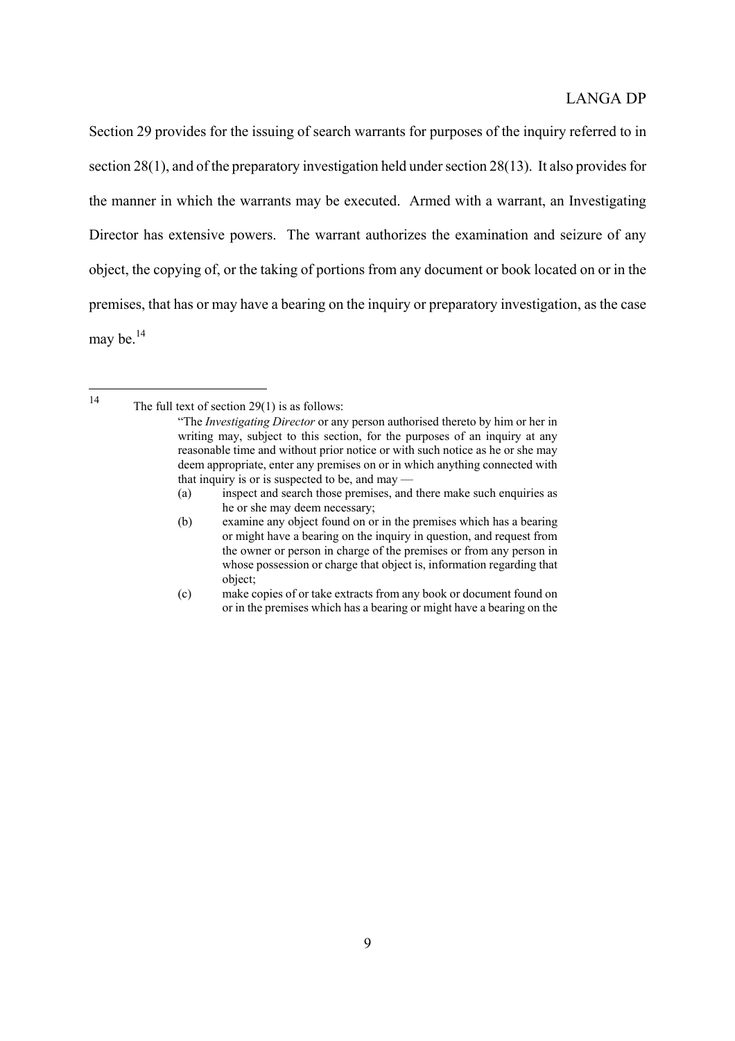Section 29 provides for the issuing of search warrants for purposes of the inquiry referred to in section 28(1), and of the preparatory investigation held under section 28(13). It also provides for the manner in which the warrants may be executed. Armed with a warrant, an Investigating Director has extensive powers. The warrant authorizes the examination and seizure of any object, the copying of, or the taking of portions from any document or book located on or in the premises, that has or may have a bearing on the inquiry or preparatory investigation, as the case may be.[14]

---

[14] The full text of section 29(1) is as follows:

> "The *Investigating Director* or any person authorised thereto by him or her in writing may, subject to this section, for the purposes of an inquiry at any reasonable time and without prior notice or with such notice as he or she may deem appropriate, enter any premises on or in which anything connected with that inquiry is or is suspected to be, and may —
>
> (a) inspect and search those premises, and there make such enquiries as he or she may deem necessary;
>
> (b) examine any object found on or in the premises which has a bearing or might have a bearing on the inquiry in question, and request from the owner or person in charge of the premises or from any person in whose possession or charge that object is, information regarding that object;
>
> (c) make copies of or take extracts from any book or document found on or in the premises which has a bearing or might have a bearing on the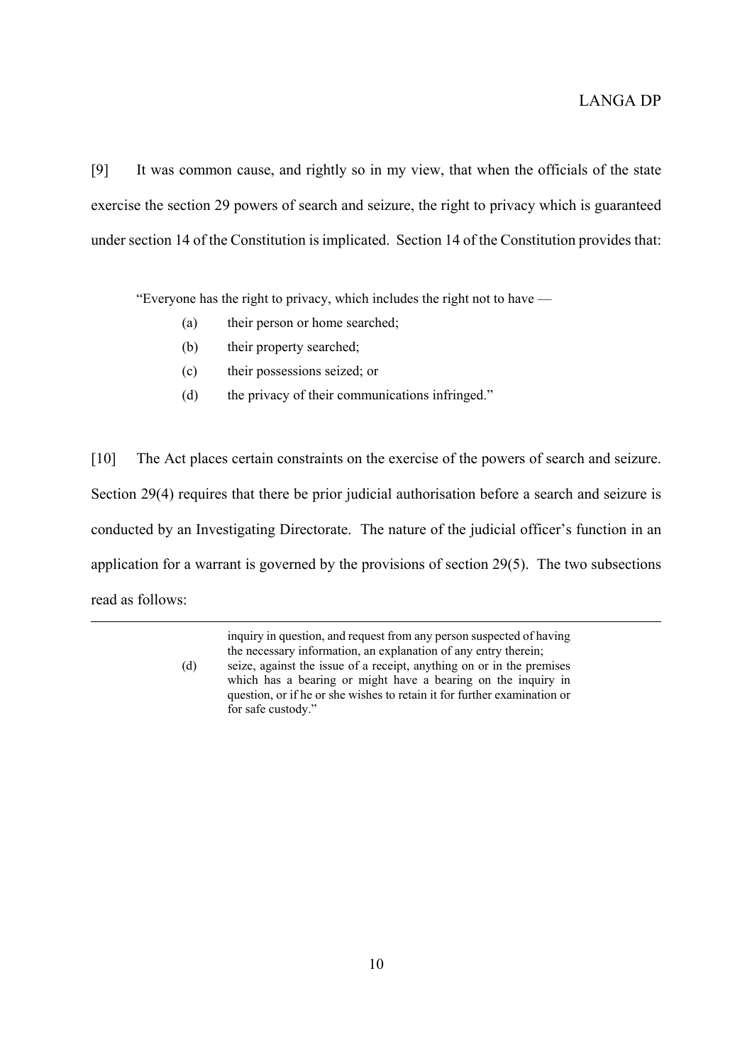[9] It was common cause, and rightly so in my view, that when the officials of the state exercise the section 29 powers of search and seizure, the right to privacy which is guaranteed under section 14 of the Constitution is implicated. Section 14 of the Constitution provides that:

> "Everyone has the right to privacy, which includes the right not to have —
>
> (a) their person or home searched;
>
> (b) their property searched;
>
> (c) their possessions seized; or
>
> (d) the privacy of their communications infringed."

[10] The Act places certain constraints on the exercise of the powers of search and seizure. Section 29(4) requires that there be prior judicial authorisation before a search and seizure is conducted by an Investigating Directorate. The nature of the judicial officer's function in an application for a warrant is governed by the provisions of section 29(5). The two subsections read as follows:

---

> inquiry in question, and request from any person suspected of having the necessary information, an explanation of any entry therein;
>
> (d) seize, against the issue of a receipt, anything on or in the premises which has a bearing or might have a bearing on the inquiry in question, or if he or she wishes to retain it for further examination or for safe custody."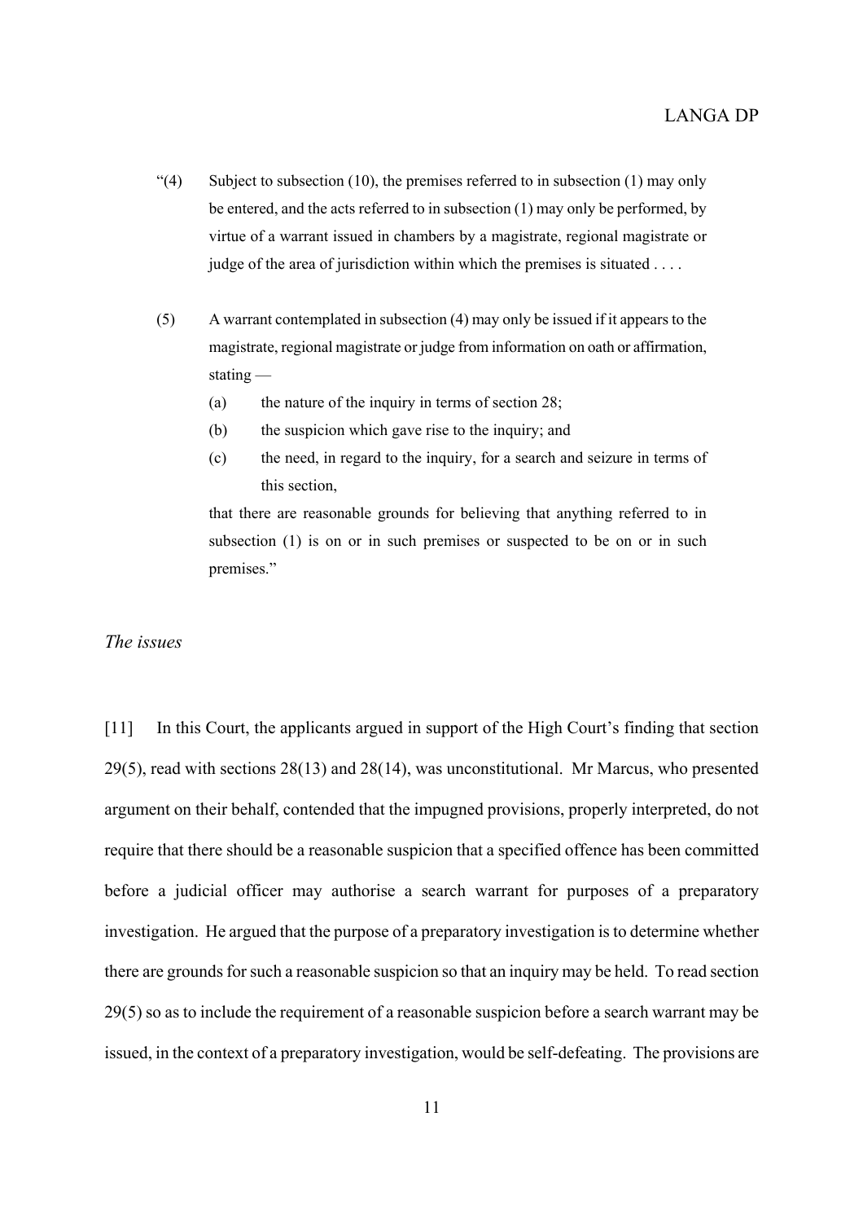> "(4) Subject to subsection (10), the premises referred to in subsection (1) may only be entered, and the acts referred to in subsection (1) may only be performed, by virtue of a warrant issued in chambers by a magistrate, regional magistrate or judge of the area of jurisdiction within which the premises is situated . . . .
>
> (5) A warrant contemplated in subsection (4) may only be issued if it appears to the magistrate, regional magistrate or judge from information on oath or affirmation, stating —
>
> (a) the nature of the inquiry in terms of section 28;
>
> (b) the suspicion which gave rise to the inquiry; and
>
> (c) the need, in regard to the inquiry, for a search and seizure in terms of this section,
>
> that there are reasonable grounds for believing that anything referred to in subsection (1) is on or in such premises or suspected to be on or in such premises."

*The issues*

[11] In this Court, the applicants argued in support of the High Court's finding that section 29(5), read with sections 28(13) and 28(14), was unconstitutional. Mr Marcus, who presented argument on their behalf, contended that the impugned provisions, properly interpreted, do not require that there should be a reasonable suspicion that a specified offence has been committed before a judicial officer may authorise a search warrant for purposes of a preparatory investigation. He argued that the purpose of a preparatory investigation is to determine whether there are grounds for such a reasonable suspicion so that an inquiry may be held. To read section 29(5) so as to include the requirement of a reasonable suspicion before a search warrant may be issued, in the context of a preparatory investigation, would be self-defeating. The provisions are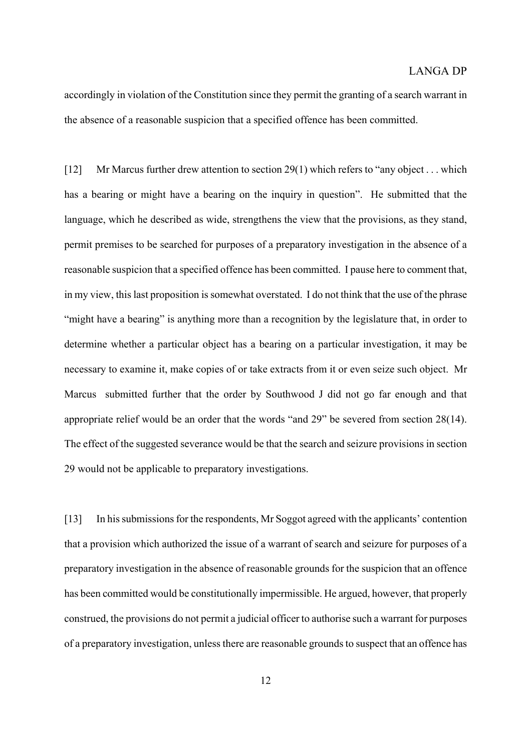accordingly in violation of the Constitution since they permit the granting of a search warrant in the absence of a reasonable suspicion that a specified offence has been committed.

[12] Mr Marcus further drew attention to section 29(1) which refers to "any object . . . which has a bearing or might have a bearing on the inquiry in question". He submitted that the language, which he described as wide, strengthens the view that the provisions, as they stand, permit premises to be searched for purposes of a preparatory investigation in the absence of a reasonable suspicion that a specified offence has been committed. I pause here to comment that, in my view, this last proposition is somewhat overstated. I do not think that the use of the phrase "might have a bearing" is anything more than a recognition by the legislature that, in order to determine whether a particular object has a bearing on a particular investigation, it may be necessary to examine it, make copies of or take extracts from it or even seize such object. Mr Marcus submitted further that the order by Southwood J did not go far enough and that appropriate relief would be an order that the words "and 29" be severed from section 28(14). The effect of the suggested severance would be that the search and seizure provisions in section 29 would not be applicable to preparatory investigations.

[13] In his submissions for the respondents, Mr Soggot agreed with the applicants' contention that a provision which authorized the issue of a warrant of search and seizure for purposes of a preparatory investigation in the absence of reasonable grounds for the suspicion that an offence has been committed would be constitutionally impermissible. He argued, however, that properly construed, the provisions do not permit a judicial officer to authorise such a warrant for purposes of a preparatory investigation, unless there are reasonable grounds to suspect that an offence has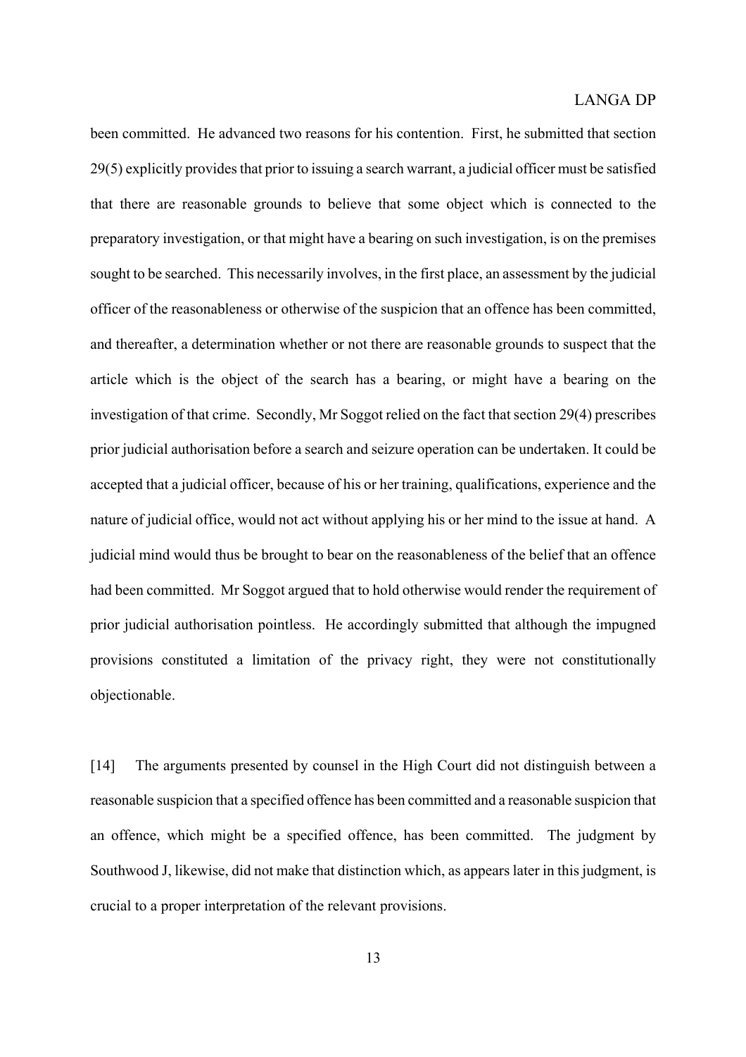been committed. He advanced two reasons for his contention. First, he submitted that section 29(5) explicitly provides that prior to issuing a search warrant, a judicial officer must be satisfied that there are reasonable grounds to believe that some object which is connected to the preparatory investigation, or that might have a bearing on such investigation, is on the premises sought to be searched. This necessarily involves, in the first place, an assessment by the judicial officer of the reasonableness or otherwise of the suspicion that an offence has been committed, and thereafter, a determination whether or not there are reasonable grounds to suspect that the article which is the object of the search has a bearing, or might have a bearing on the investigation of that crime. Secondly, Mr Soggot relied on the fact that section 29(4) prescribes prior judicial authorisation before a search and seizure operation can be undertaken. It could be accepted that a judicial officer, because of his or her training, qualifications, experience and the nature of judicial office, would not act without applying his or her mind to the issue at hand. A judicial mind would thus be brought to bear on the reasonableness of the belief that an offence had been committed. Mr Soggot argued that to hold otherwise would render the requirement of prior judicial authorisation pointless. He accordingly submitted that although the impugned provisions constituted a limitation of the privacy right, they were not constitutionally objectionable.

[14] The arguments presented by counsel in the High Court did not distinguish between a reasonable suspicion that a specified offence has been committed and a reasonable suspicion that an offence, which might be a specified offence, has been committed. The judgment by Southwood J, likewise, did not make that distinction which, as appears later in this judgment, is crucial to a proper interpretation of the relevant provisions.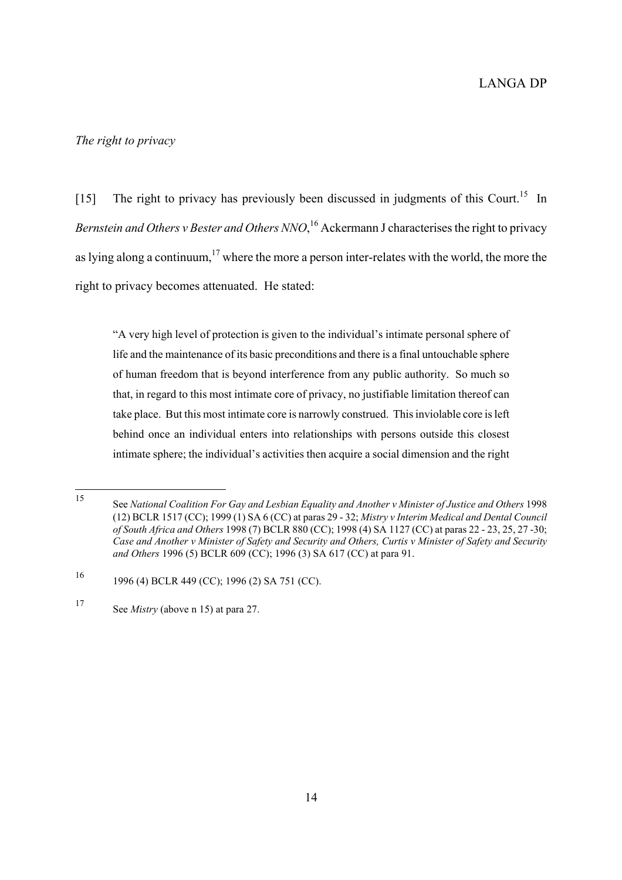*The right to privacy*

[15] The right to privacy has previously been discussed in judgments of this Court.[15] In *Bernstein and Others v Bester and Others NNO*,[16] Ackermann J characterises the right to privacy as lying along a continuum,[17] where the more a person inter-relates with the world, the more the right to privacy becomes attenuated. He stated:

> "A very high level of protection is given to the individual's intimate personal sphere of life and the maintenance of its basic preconditions and there is a final untouchable sphere of human freedom that is beyond interference from any public authority. So much so that, in regard to this most intimate core of privacy, no justifiable limitation thereof can take place. But this most intimate core is narrowly construed. This inviolable core is left behind once an individual enters into relationships with persons outside this closest intimate sphere; the individual's activities then acquire a social dimension and the right

---

[15] See *National Coalition For Gay and Lesbian Equality and Another v Minister of Justice and Others* 1998 (12) BCLR 1517 (CC); 1999 (1) SA 6 (CC) at paras 29 - 32; *Mistry v Interim Medical and Dental Council of South Africa and Others* 1998 (7) BCLR 880 (CC); 1998 (4) SA 1127 (CC) at paras 22 - 23, 25, 27 -30; *Case and Another v Minister of Safety and Security and Others, Curtis v Minister of Safety and Security and Others* 1996 (5) BCLR 609 (CC); 1996 (3) SA 617 (CC) at para 91.

[16] 1996 (4) BCLR 449 (CC); 1996 (2) SA 751 (CC).

[17] See *Mistry* (above n 15) at para 27.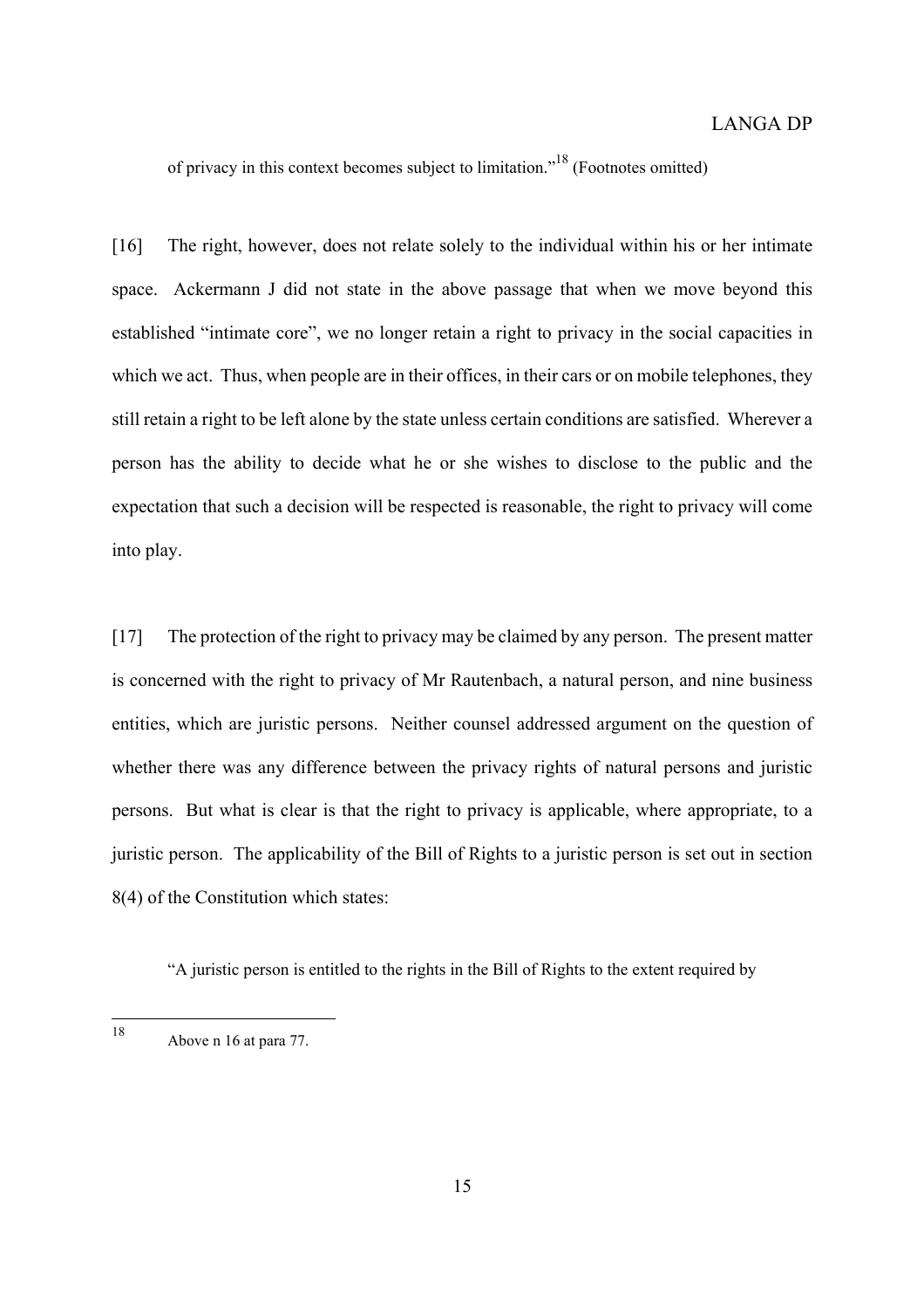of privacy in this context becomes subject to limitation."[18] (Footnotes omitted)

[16] The right, however, does not relate solely to the individual within his or her intimate space. Ackermann J did not state in the above passage that when we move beyond this established "intimate core", we no longer retain a right to privacy in the social capacities in which we act. Thus, when people are in their offices, in their cars or on mobile telephones, they still retain a right to be left alone by the state unless certain conditions are satisfied. Wherever a person has the ability to decide what he or she wishes to disclose to the public and the expectation that such a decision will be respected is reasonable, the right to privacy will come into play.

[17] The protection of the right to privacy may be claimed by any person. The present matter is concerned with the right to privacy of Mr Rautenbach, a natural person, and nine business entities, which are juristic persons. Neither counsel addressed argument on the question of whether there was any difference between the privacy rights of natural persons and juristic persons. But what is clear is that the right to privacy is applicable, where appropriate, to a juristic person. The applicability of the Bill of Rights to a juristic person is set out in section 8(4) of the Constitution which states:

> "A juristic person is entitled to the rights in the Bill of Rights to the extent required by

[18] Above n 16 at para 77.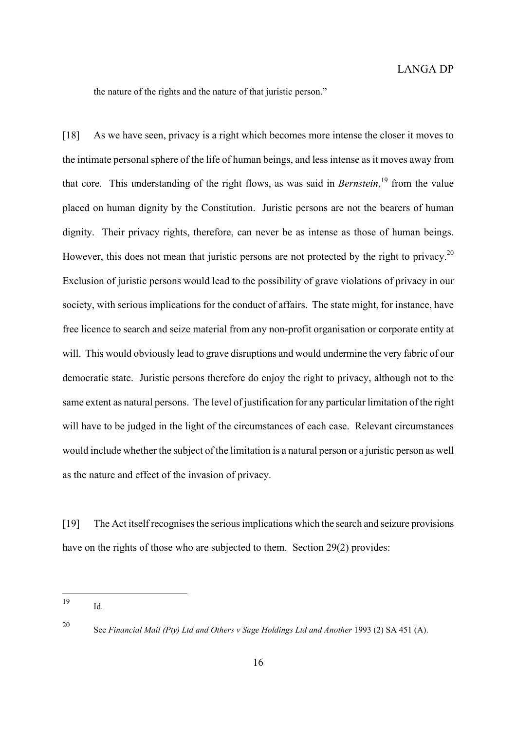the nature of the rights and the nature of that juristic person."

[18] As we have seen, privacy is a right which becomes more intense the closer it moves to the intimate personal sphere of the life of human beings, and less intense as it moves away from that core. This understanding of the right flows, as was said in *Bernstein*,[19] from the value placed on human dignity by the Constitution. Juristic persons are not the bearers of human dignity. Their privacy rights, therefore, can never be as intense as those of human beings. However, this does not mean that juristic persons are not protected by the right to privacy.[20] Exclusion of juristic persons would lead to the possibility of grave violations of privacy in our society, with serious implications for the conduct of affairs. The state might, for instance, have free licence to search and seize material from any non-profit organisation or corporate entity at will. This would obviously lead to grave disruptions and would undermine the very fabric of our democratic state. Juristic persons therefore do enjoy the right to privacy, although not to the same extent as natural persons. The level of justification for any particular limitation of the right will have to be judged in the light of the circumstances of each case. Relevant circumstances would include whether the subject of the limitation is a natural person or a juristic person as well as the nature and effect of the invasion of privacy.

[19] The Act itself recognises the serious implications which the search and seizure provisions have on the rights of those who are subjected to them. Section 29(2) provides:

---

[19] Id.

[20] See *Financial Mail (Pty) Ltd and Others v Sage Holdings Ltd and Another* 1993 (2) SA 451 (A).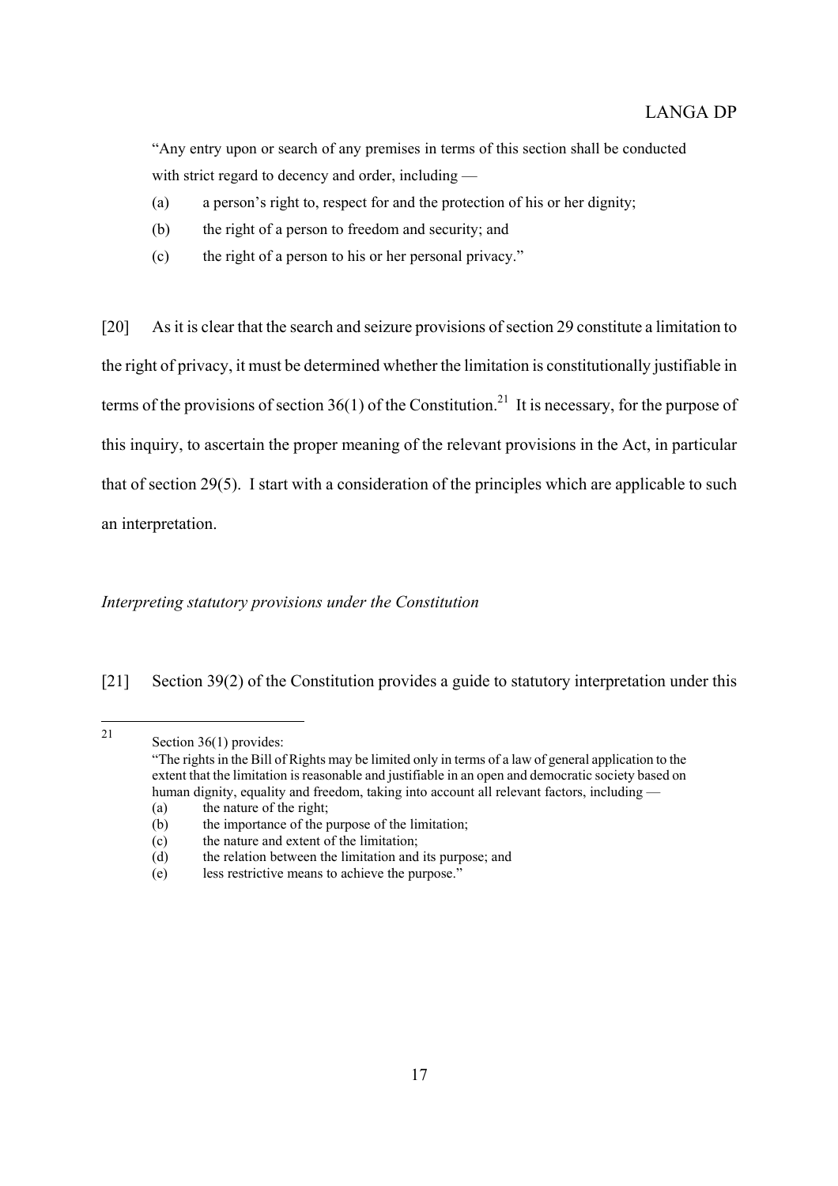> "Any entry upon or search of any premises in terms of this section shall be conducted with strict regard to decency and order, including —
>
> (a) a person's right to, respect for and the protection of his or her dignity;
>
> (b) the right of a person to freedom and security; and
>
> (c) the right of a person to his or her personal privacy."

[20] As it is clear that the search and seizure provisions of section 29 constitute a limitation to the right of privacy, it must be determined whether the limitation is constitutionally justifiable in terms of the provisions of section 36(1) of the Constitution.[21] It is necessary, for the purpose of this inquiry, to ascertain the proper meaning of the relevant provisions in the Act, in particular that of section 29(5). I start with a consideration of the principles which are applicable to such an interpretation.

*Interpreting statutory provisions under the Constitution*

[21] Section 39(2) of the Constitution provides a guide to statutory interpretation under this

---

[21] Section 36(1) provides:

"The rights in the Bill of Rights may be limited only in terms of a law of general application to the extent that the limitation is reasonable and justifiable in an open and democratic society based on human dignity, equality and freedom, taking into account all relevant factors, including —

(a) the nature of the right;
(b) the importance of the purpose of the limitation;
(c) the nature and extent of the limitation;
(d) the relation between the limitation and its purpose; and
(e) less restrictive means to achieve the purpose."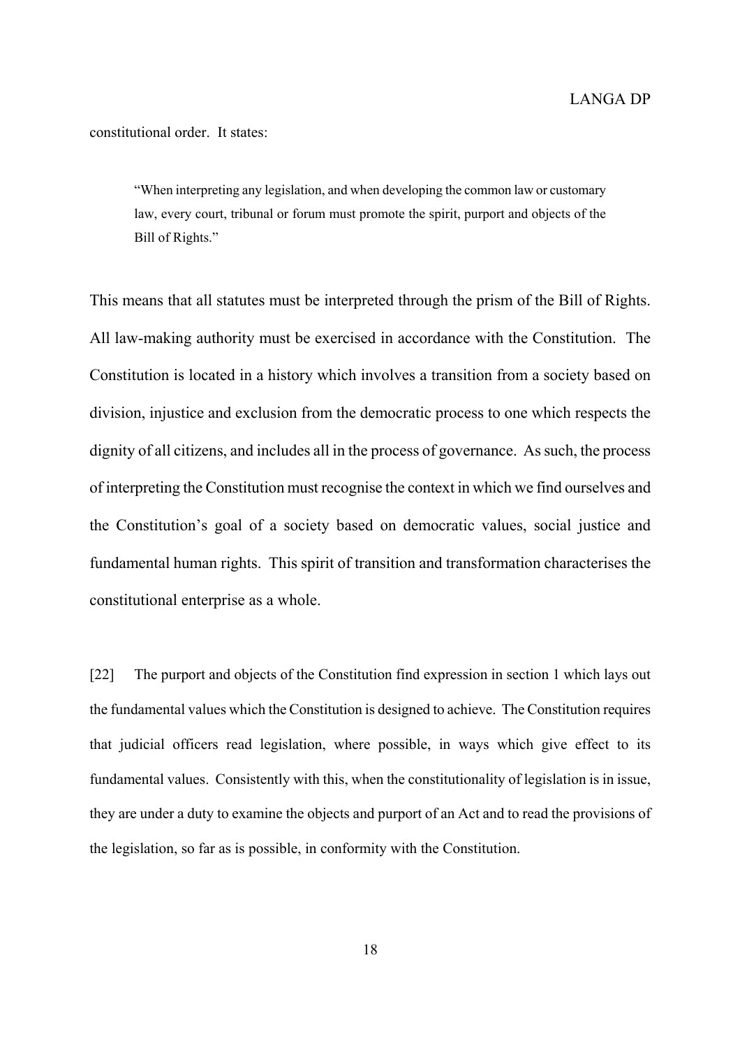constitutional order. It states:

> "When interpreting any legislation, and when developing the common law or customary law, every court, tribunal or forum must promote the spirit, purport and objects of the Bill of Rights."

This means that all statutes must be interpreted through the prism of the Bill of Rights. All law-making authority must be exercised in accordance with the Constitution. The Constitution is located in a history which involves a transition from a society based on division, injustice and exclusion from the democratic process to one which respects the dignity of all citizens, and includes all in the process of governance. As such, the process of interpreting the Constitution must recognise the context in which we find ourselves and the Constitution's goal of a society based on democratic values, social justice and fundamental human rights. This spirit of transition and transformation characterises the constitutional enterprise as a whole.

[22] The purport and objects of the Constitution find expression in section 1 which lays out the fundamental values which the Constitution is designed to achieve. The Constitution requires that judicial officers read legislation, where possible, in ways which give effect to its fundamental values. Consistently with this, when the constitutionality of legislation is in issue, they are under a duty to examine the objects and purport of an Act and to read the provisions of the legislation, so far as is possible, in conformity with the Constitution.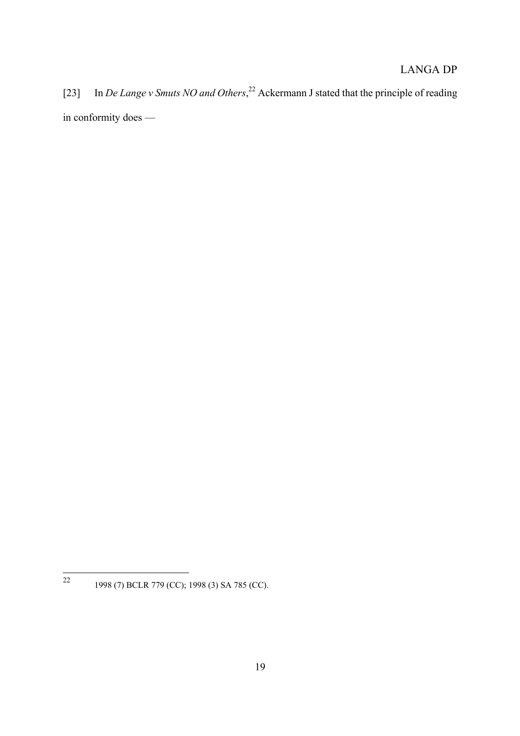[23] In *De Lange v Smuts NO and Others*,[22] Ackermann J stated that the principle of reading in conformity does —

---

[22] 1998 (7) BCLR 779 (CC); 1998 (3) SA 785 (CC).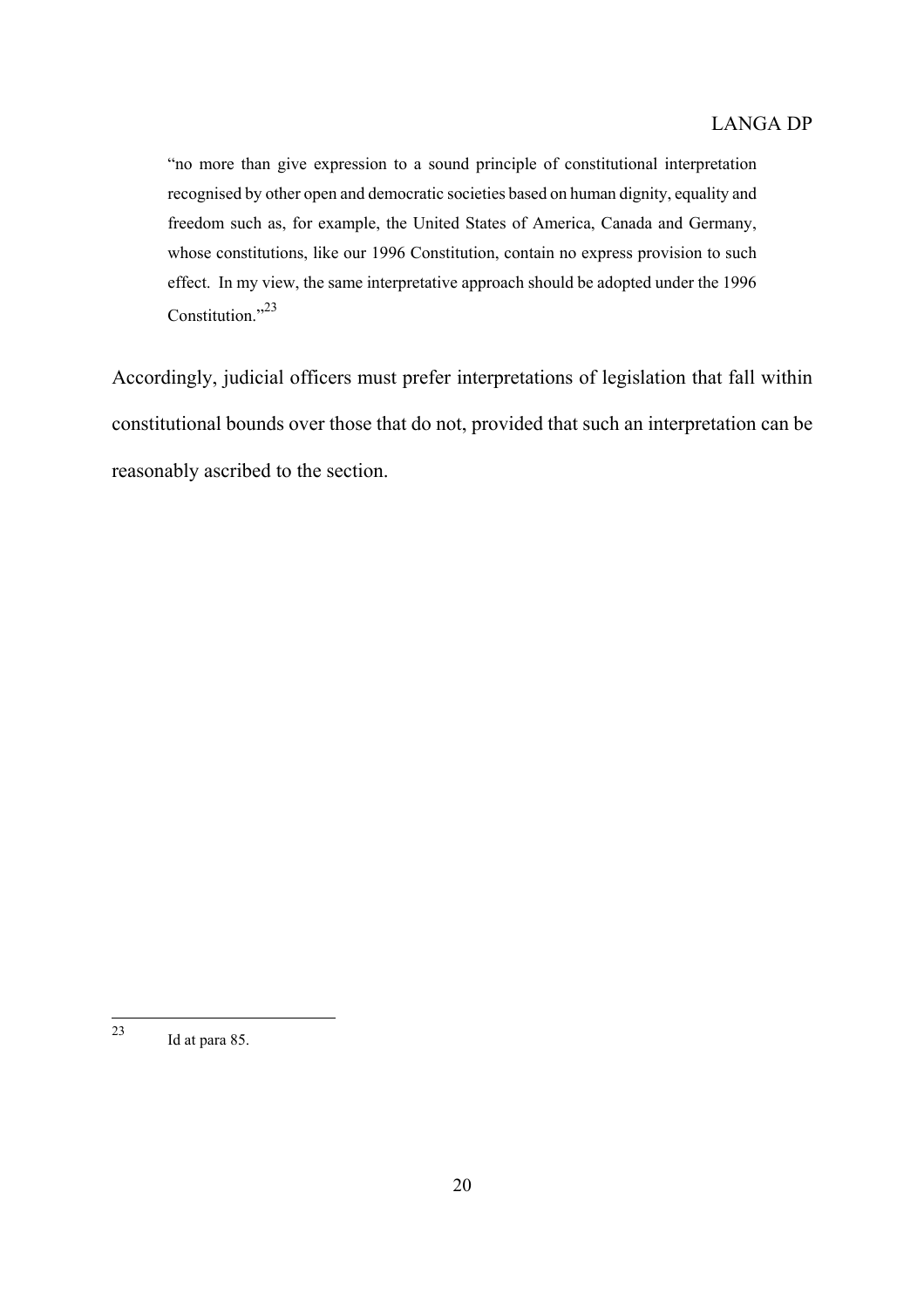> "no more than give expression to a sound principle of constitutional interpretation recognised by other open and democratic societies based on human dignity, equality and freedom such as, for example, the United States of America, Canada and Germany, whose constitutions, like our 1996 Constitution, contain no express provision to such effect. In my view, the same interpretative approach should be adopted under the 1996 Constitution."[23]

Accordingly, judicial officers must prefer interpretations of legislation that fall within constitutional bounds over those that do not, provided that such an interpretation can be reasonably ascribed to the section.

---

[23] Id at para 85.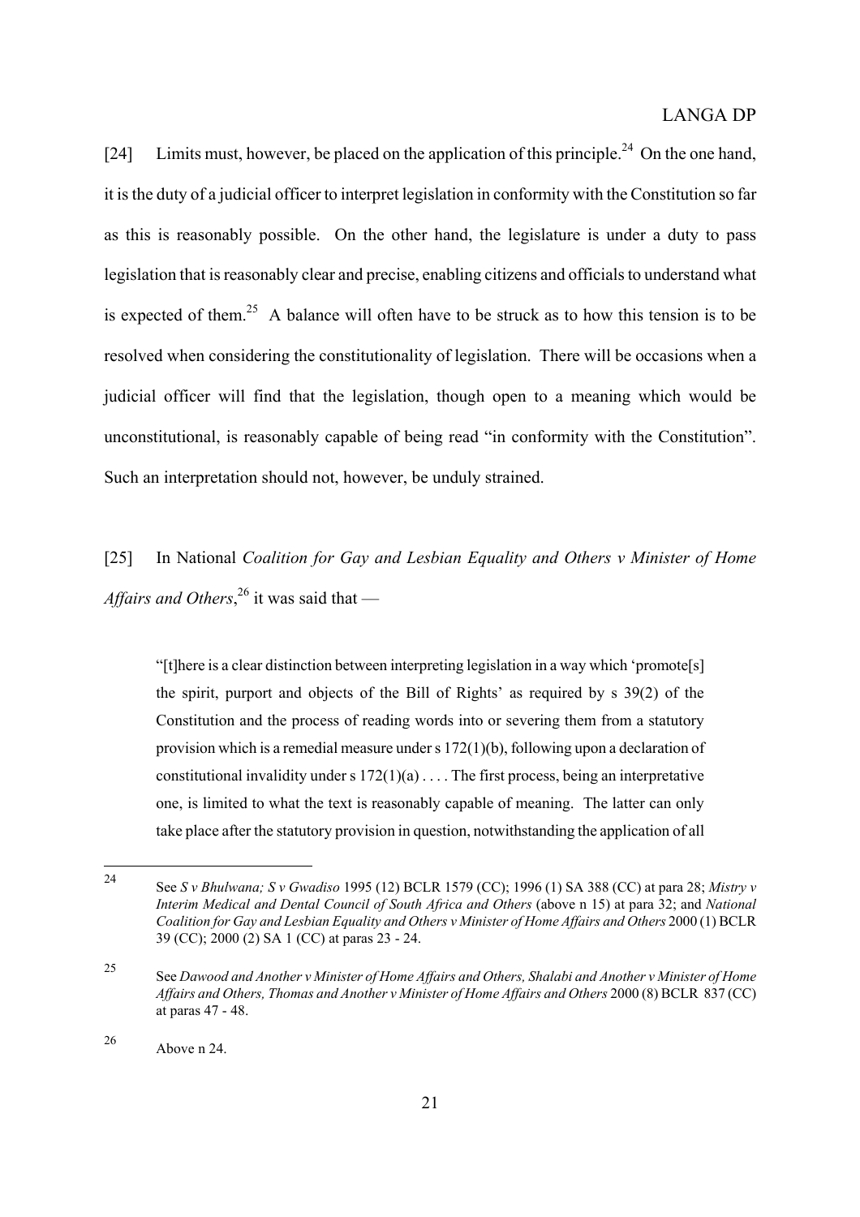[24] Limits must, however, be placed on the application of this principle.[24] On the one hand, it is the duty of a judicial officer to interpret legislation in conformity with the Constitution so far as this is reasonably possible. On the other hand, the legislature is under a duty to pass legislation that is reasonably clear and precise, enabling citizens and officials to understand what is expected of them.[25] A balance will often have to be struck as to how this tension is to be resolved when considering the constitutionality of legislation. There will be occasions when a judicial officer will find that the legislation, though open to a meaning which would be unconstitutional, is reasonably capable of being read "in conformity with the Constitution". Such an interpretation should not, however, be unduly strained.

[25] In National *Coalition for Gay and Lesbian Equality and Others v Minister of Home Affairs and Others*,[26] it was said that —

> "[t]here is a clear distinction between interpreting legislation in a way which 'promote[s] the spirit, purport and objects of the Bill of Rights' as required by s 39(2) of the Constitution and the process of reading words into or severing them from a statutory provision which is a remedial measure under s 172(1)(b), following upon a declaration of constitutional invalidity under s 172(1)(a) . . . . The first process, being an interpretative one, is limited to what the text is reasonably capable of meaning. The latter can only take place after the statutory provision in question, notwithstanding the application of all

---

[24] See *S v Bhulwana; S v Gwadiso* 1995 (12) BCLR 1579 (CC); 1996 (1) SA 388 (CC) at para 28; *Mistry v Interim Medical and Dental Council of South Africa and Others* (above n 15) at para 32; and *National Coalition for Gay and Lesbian Equality and Others v Minister of Home Affairs and Others* 2000 (1) BCLR 39 (CC); 2000 (2) SA 1 (CC) at paras 23 - 24.

[25] See *Dawood and Another v Minister of Home Affairs and Others, Shalabi and Another v Minister of Home Affairs and Others, Thomas and Another v Minister of Home Affairs and Others* 2000 (8) BCLR 837 (CC) at paras 47 - 48.

[26] Above n 24.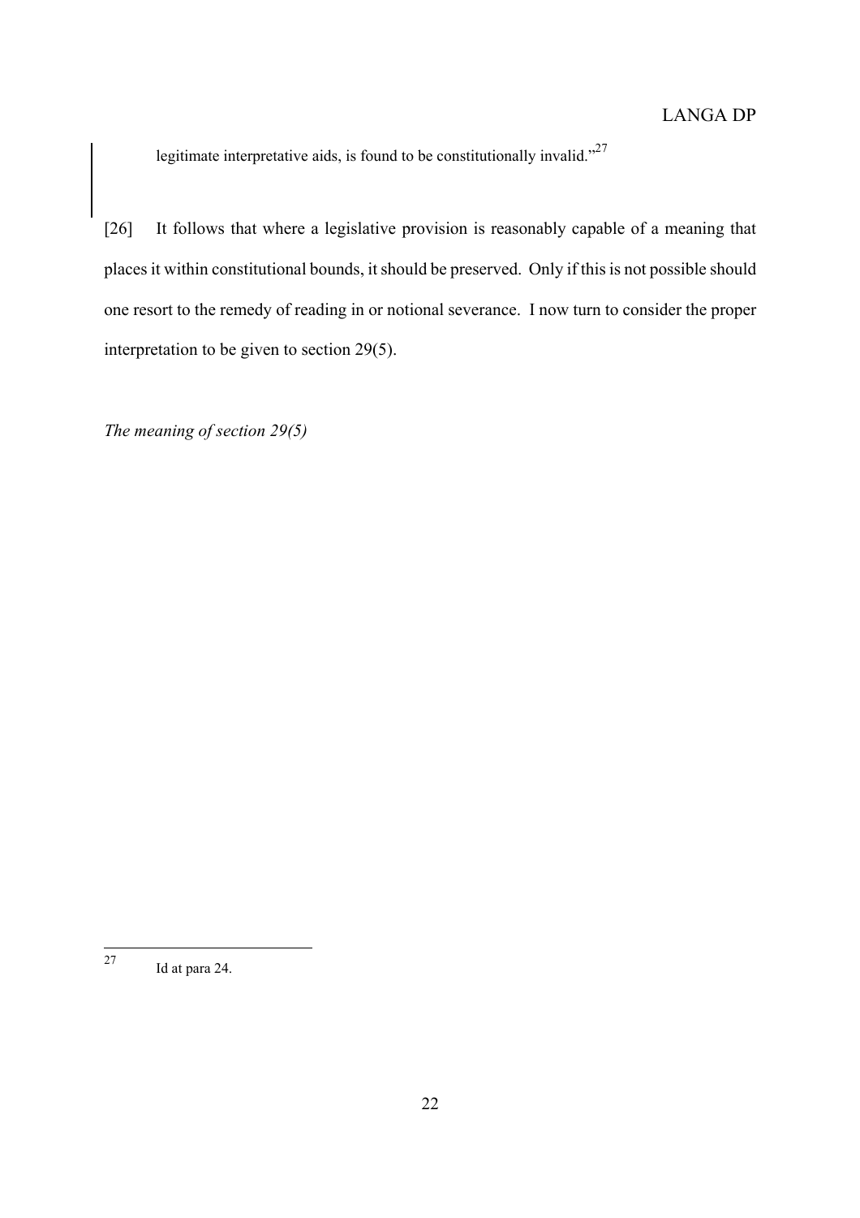legitimate interpretative aids, is found to be constitutionally invalid."[27]

[26] It follows that where a legislative provision is reasonably capable of a meaning that places it within constitutional bounds, it should be preserved. Only if this is not possible should one resort to the remedy of reading in or notional severance. I now turn to consider the proper interpretation to be given to section 29(5).

*The meaning of section 29(5)*

---

27 Id at para 24.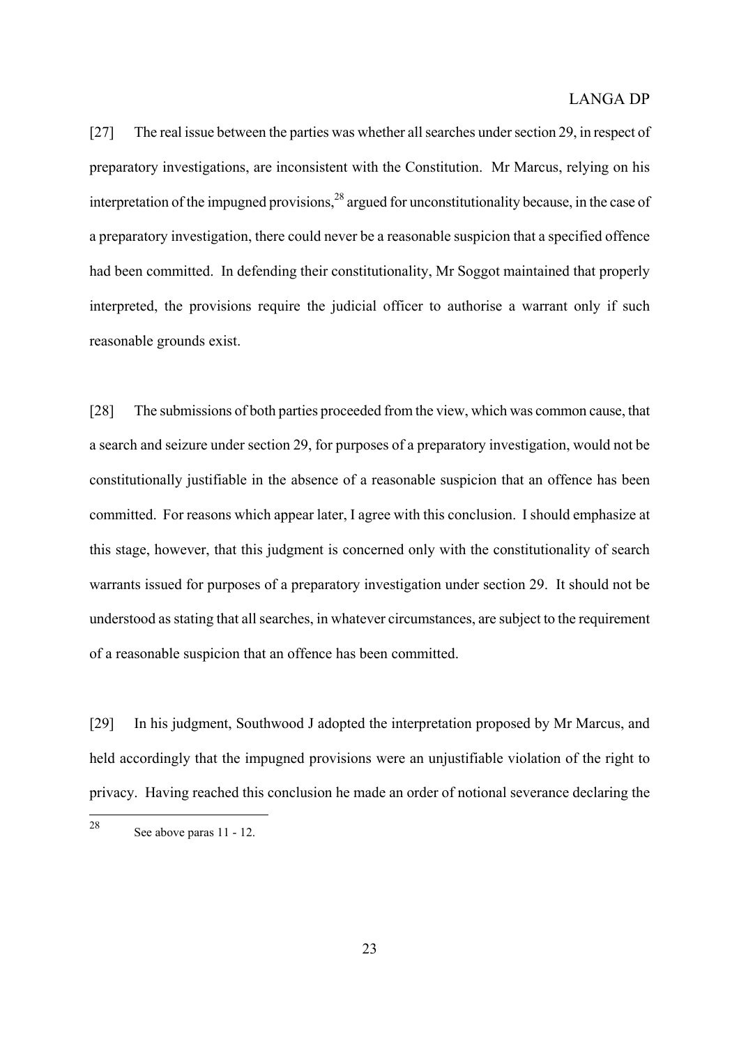[27] The real issue between the parties was whether all searches under section 29, in respect of preparatory investigations, are inconsistent with the Constitution. Mr Marcus, relying on his interpretation of the impugned provisions,[28] argued for unconstitutionality because, in the case of a preparatory investigation, there could never be a reasonable suspicion that a specified offence had been committed. In defending their constitutionality, Mr Soggot maintained that properly interpreted, the provisions require the judicial officer to authorise a warrant only if such reasonable grounds exist.

[28] The submissions of both parties proceeded from the view, which was common cause, that a search and seizure under section 29, for purposes of a preparatory investigation, would not be constitutionally justifiable in the absence of a reasonable suspicion that an offence has been committed. For reasons which appear later, I agree with this conclusion. I should emphasize at this stage, however, that this judgment is concerned only with the constitutionality of search warrants issued for purposes of a preparatory investigation under section 29. It should not be understood as stating that all searches, in whatever circumstances, are subject to the requirement of a reasonable suspicion that an offence has been committed.

[29] In his judgment, Southwood J adopted the interpretation proposed by Mr Marcus, and held accordingly that the impugned provisions were an unjustifiable violation of the right to privacy. Having reached this conclusion he made an order of notional severance declaring the

[28] See above paras 11 - 12.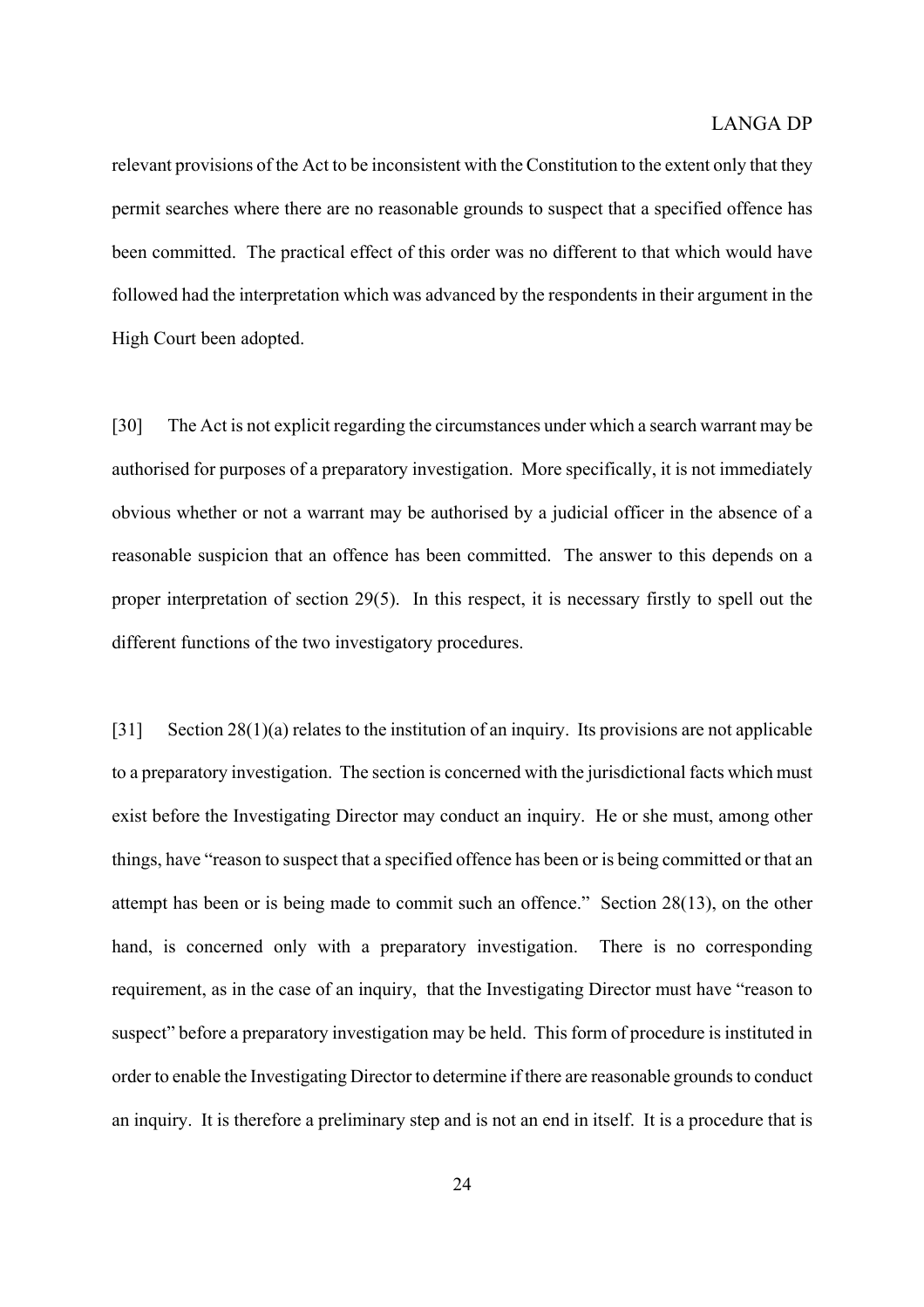relevant provisions of the Act to be inconsistent with the Constitution to the extent only that they permit searches where there are no reasonable grounds to suspect that a specified offence has been committed. The practical effect of this order was no different to that which would have followed had the interpretation which was advanced by the respondents in their argument in the High Court been adopted.

[30] The Act is not explicit regarding the circumstances under which a search warrant may be authorised for purposes of a preparatory investigation. More specifically, it is not immediately obvious whether or not a warrant may be authorised by a judicial officer in the absence of a reasonable suspicion that an offence has been committed. The answer to this depends on a proper interpretation of section 29(5). In this respect, it is necessary firstly to spell out the different functions of the two investigatory procedures.

[31] Section 28(1)(a) relates to the institution of an inquiry. Its provisions are not applicable to a preparatory investigation. The section is concerned with the jurisdictional facts which must exist before the Investigating Director may conduct an inquiry. He or she must, among other things, have "reason to suspect that a specified offence has been or is being committed or that an attempt has been or is being made to commit such an offence." Section 28(13), on the other hand, is concerned only with a preparatory investigation. There is no corresponding requirement, as in the case of an inquiry, that the Investigating Director must have "reason to suspect" before a preparatory investigation may be held. This form of procedure is instituted in order to enable the Investigating Director to determine if there are reasonable grounds to conduct an inquiry. It is therefore a preliminary step and is not an end in itself. It is a procedure that is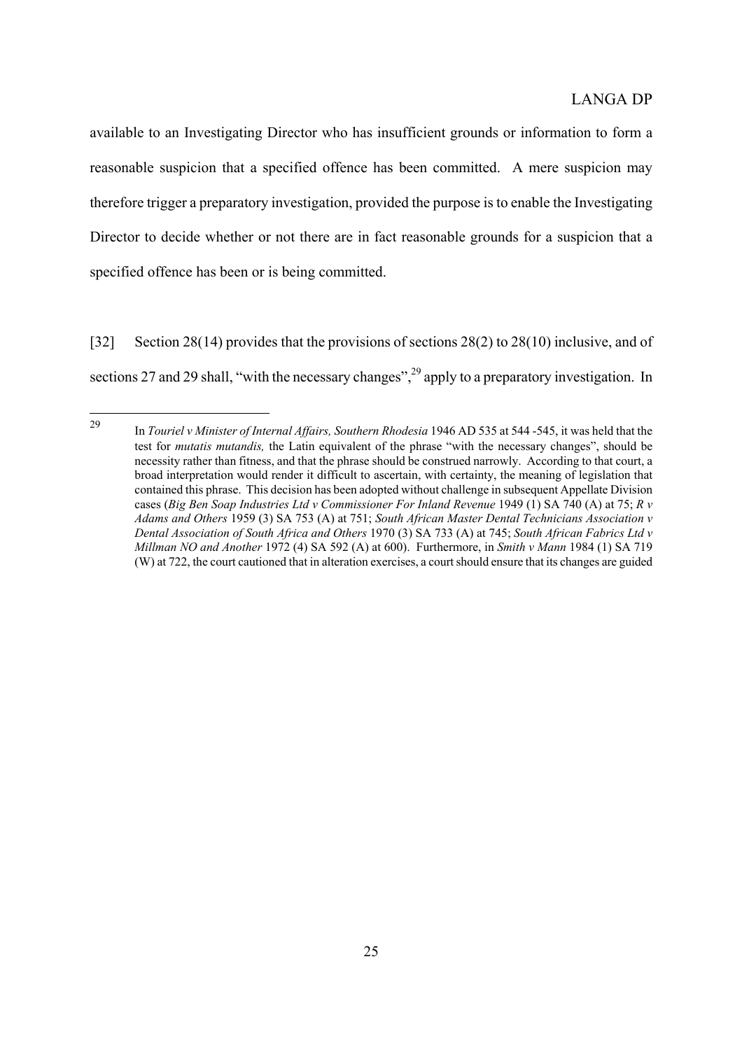available to an Investigating Director who has insufficient grounds or information to form a reasonable suspicion that a specified offence has been committed. A mere suspicion may therefore trigger a preparatory investigation, provided the purpose is to enable the Investigating Director to decide whether or not there are in fact reasonable grounds for a suspicion that a specified offence has been or is being committed.

[32] Section 28(14) provides that the provisions of sections 28(2) to 28(10) inclusive, and of sections 27 and 29 shall, "with the necessary changes",[29] apply to a preparatory investigation. In

---

[29] In *Touriel v Minister of Internal Affairs, Southern Rhodesia* 1946 AD 535 at 544 -545, it was held that the test for *mutatis mutandis,* the Latin equivalent of the phrase "with the necessary changes", should be necessity rather than fitness, and that the phrase should be construed narrowly. According to that court, a broad interpretation would render it difficult to ascertain, with certainty, the meaning of legislation that contained this phrase. This decision has been adopted without challenge in subsequent Appellate Division cases (*Big Ben Soap Industries Ltd v Commissioner For Inland Revenue* 1949 (1) SA 740 (A) at 75; *R v Adams and Others* 1959 (3) SA 753 (A) at 751; *South African Master Dental Technicians Association v Dental Association of South Africa and Others* 1970 (3) SA 733 (A) at 745; *South African Fabrics Ltd v Millman NO and Another* 1972 (4) SA 592 (A) at 600). Furthermore, in *Smith v Mann* 1984 (1) SA 719 (W) at 722, the court cautioned that in alteration exercises, a court should ensure that its changes are guided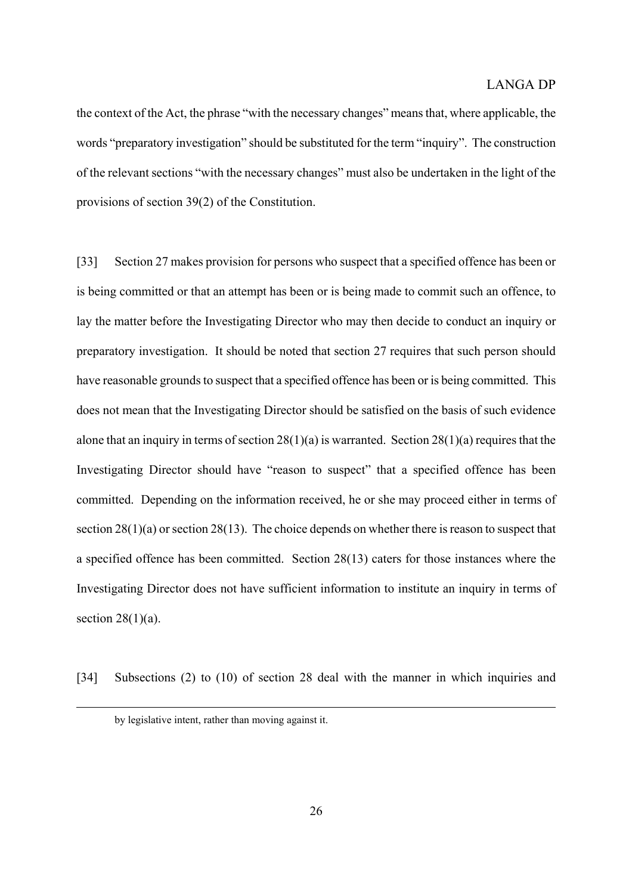the context of the Act, the phrase "with the necessary changes" means that, where applicable, the words "preparatory investigation" should be substituted for the term "inquiry". The construction of the relevant sections "with the necessary changes" must also be undertaken in the light of the provisions of section 39(2) of the Constitution.

[33] Section 27 makes provision for persons who suspect that a specified offence has been or is being committed or that an attempt has been or is being made to commit such an offence, to lay the matter before the Investigating Director who may then decide to conduct an inquiry or preparatory investigation. It should be noted that section 27 requires that such person should have reasonable grounds to suspect that a specified offence has been or is being committed. This does not mean that the Investigating Director should be satisfied on the basis of such evidence alone that an inquiry in terms of section 28(1)(a) is warranted. Section 28(1)(a) requires that the Investigating Director should have "reason to suspect" that a specified offence has been committed. Depending on the information received, he or she may proceed either in terms of section 28(1)(a) or section 28(13). The choice depends on whether there is reason to suspect that a specified offence has been committed. Section 28(13) caters for those instances where the Investigating Director does not have sufficient information to institute an inquiry in terms of section 28(1)(a).

[34] Subsections (2) to (10) of section 28 deal with the manner in which inquiries and

---

by legislative intent, rather than moving against it.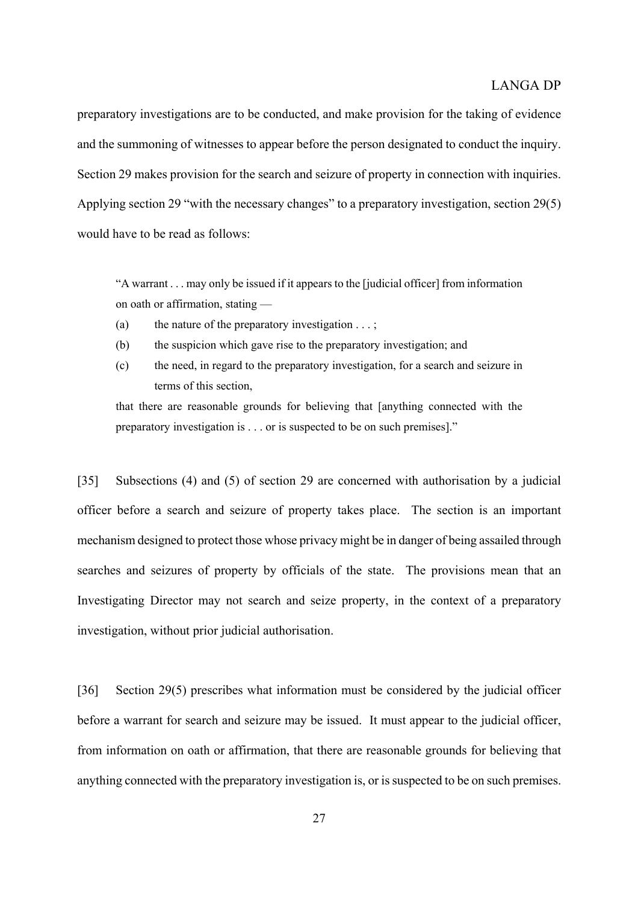preparatory investigations are to be conducted, and make provision for the taking of evidence and the summoning of witnesses to appear before the person designated to conduct the inquiry. Section 29 makes provision for the search and seizure of property in connection with inquiries. Applying section 29 "with the necessary changes" to a preparatory investigation, section 29(5) would have to be read as follows:

> "A warrant . . . may only be issued if it appears to the [judicial officer] from information on oath or affirmation, stating —
>
> (a) the nature of the preparatory investigation . . . ;
>
> (b) the suspicion which gave rise to the preparatory investigation; and
>
> (c) the need, in regard to the preparatory investigation, for a search and seizure in terms of this section,
>
> that there are reasonable grounds for believing that [anything connected with the preparatory investigation is . . . or is suspected to be on such premises]."

[35] Subsections (4) and (5) of section 29 are concerned with authorisation by a judicial officer before a search and seizure of property takes place. The section is an important mechanism designed to protect those whose privacy might be in danger of being assailed through searches and seizures of property by officials of the state. The provisions mean that an Investigating Director may not search and seize property, in the context of a preparatory investigation, without prior judicial authorisation.

[36] Section 29(5) prescribes what information must be considered by the judicial officer before a warrant for search and seizure may be issued. It must appear to the judicial officer, from information on oath or affirmation, that there are reasonable grounds for believing that anything connected with the preparatory investigation is, or is suspected to be on such premises.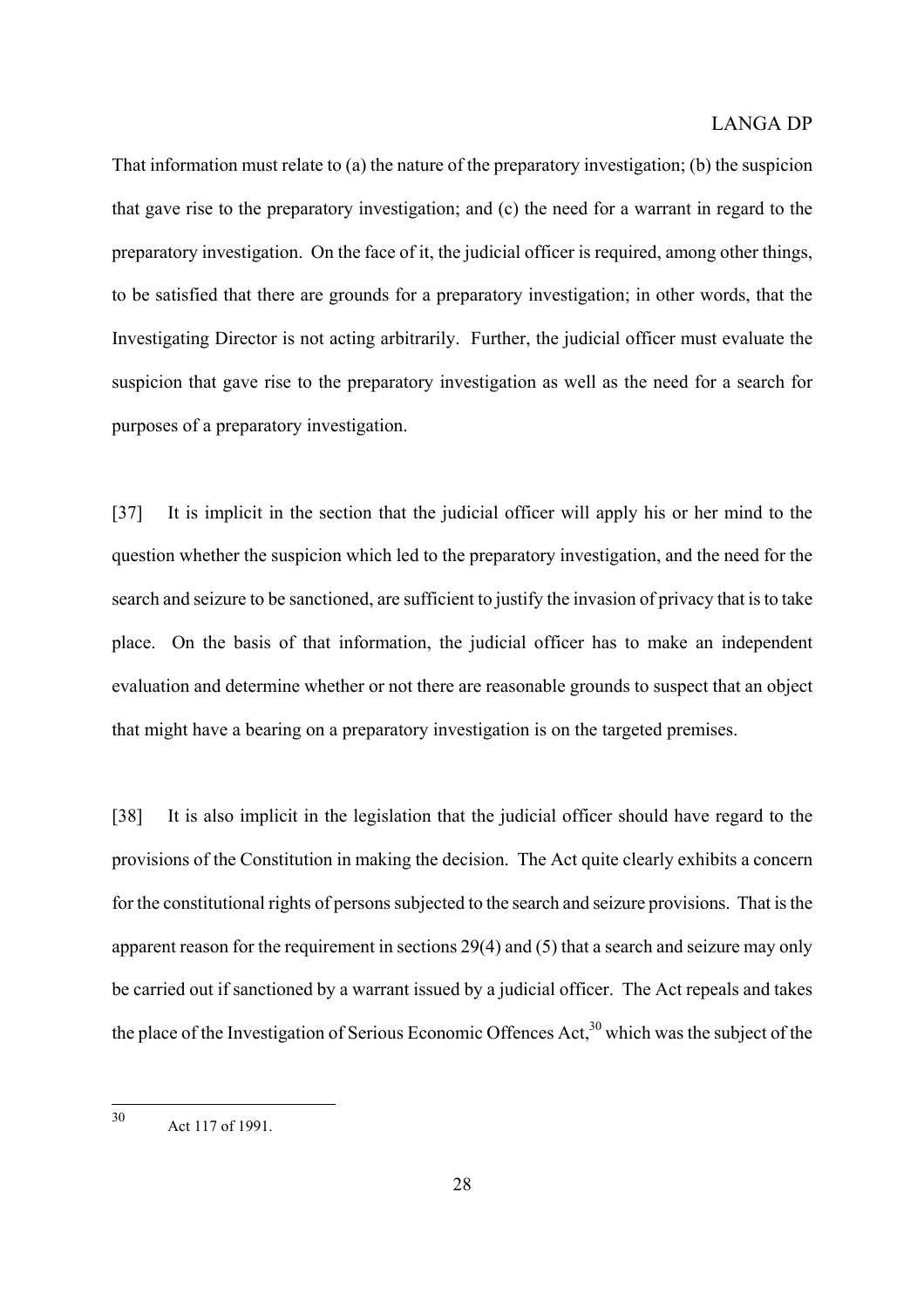That information must relate to (a) the nature of the preparatory investigation; (b) the suspicion that gave rise to the preparatory investigation; and (c) the need for a warrant in regard to the preparatory investigation. On the face of it, the judicial officer is required, among other things, to be satisfied that there are grounds for a preparatory investigation; in other words, that the Investigating Director is not acting arbitrarily. Further, the judicial officer must evaluate the suspicion that gave rise to the preparatory investigation as well as the need for a search for purposes of a preparatory investigation.

[37] It is implicit in the section that the judicial officer will apply his or her mind to the question whether the suspicion which led to the preparatory investigation, and the need for the search and seizure to be sanctioned, are sufficient to justify the invasion of privacy that is to take place. On the basis of that information, the judicial officer has to make an independent evaluation and determine whether or not there are reasonable grounds to suspect that an object that might have a bearing on a preparatory investigation is on the targeted premises.

[38] It is also implicit in the legislation that the judicial officer should have regard to the provisions of the Constitution in making the decision. The Act quite clearly exhibits a concern for the constitutional rights of persons subjected to the search and seizure provisions. That is the apparent reason for the requirement in sections 29(4) and (5) that a search and seizure may only be carried out if sanctioned by a warrant issued by a judicial officer. The Act repeals and takes the place of the Investigation of Serious Economic Offences Act,[30] which was the subject of the

---

[30] Act 117 of 1991.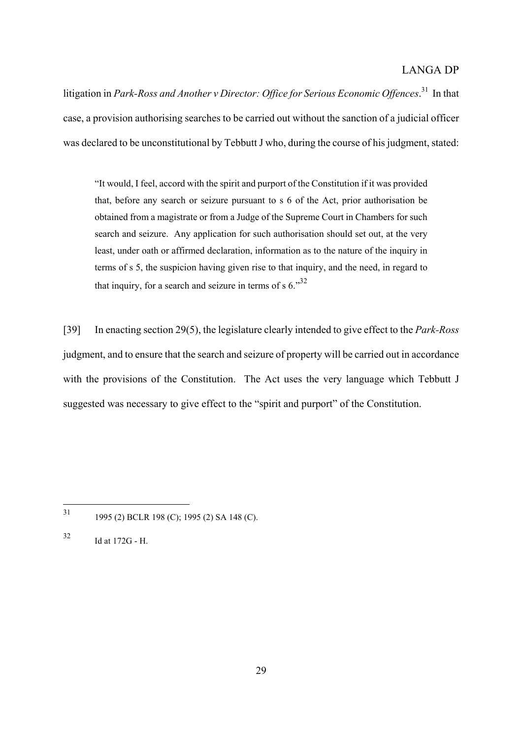litigation in *Park-Ross and Another v Director: Office for Serious Economic Offences*.[31] In that case, a provision authorising searches to be carried out without the sanction of a judicial officer was declared to be unconstitutional by Tebbutt J who, during the course of his judgment, stated:

> "It would, I feel, accord with the spirit and purport of the Constitution if it was provided that, before any search or seizure pursuant to s 6 of the Act, prior authorisation be obtained from a magistrate or from a Judge of the Supreme Court in Chambers for such search and seizure. Any application for such authorisation should set out, at the very least, under oath or affirmed declaration, information as to the nature of the inquiry in terms of s 5, the suspicion having given rise to that inquiry, and the need, in regard to that inquiry, for a search and seizure in terms of s 6."[32]

[39] In enacting section 29(5), the legislature clearly intended to give effect to the *Park-Ross* judgment, and to ensure that the search and seizure of property will be carried out in accordance with the provisions of the Constitution. The Act uses the very language which Tebbutt J suggested was necessary to give effect to the "spirit and purport" of the Constitution.

---

[31] 1995 (2) BCLR 198 (C); 1995 (2) SA 148 (C).

[32] Id at 172G - H.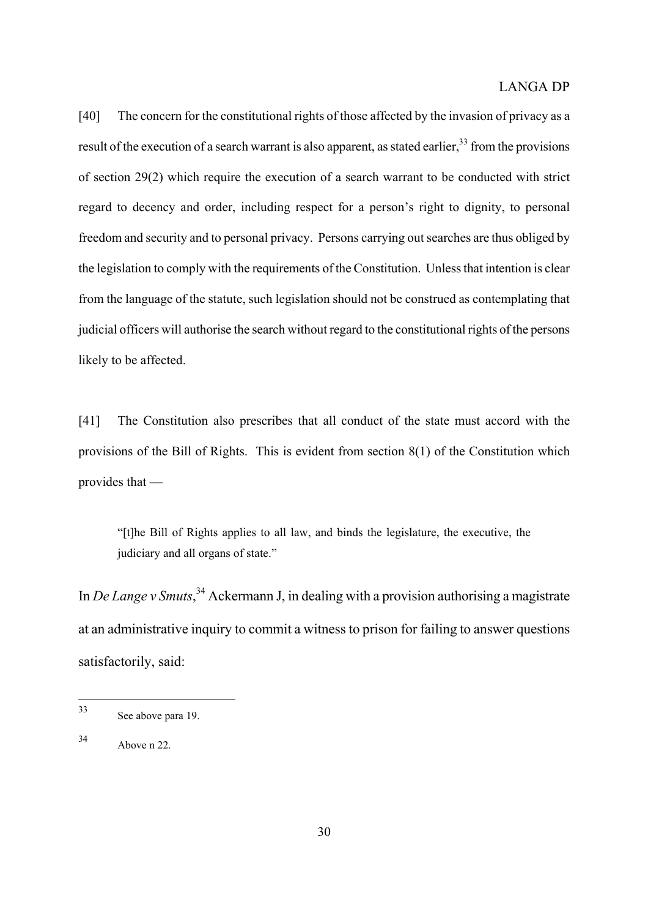[40] The concern for the constitutional rights of those affected by the invasion of privacy as a result of the execution of a search warrant is also apparent, as stated earlier,[33] from the provisions of section 29(2) which require the execution of a search warrant to be conducted with strict regard to decency and order, including respect for a person's right to dignity, to personal freedom and security and to personal privacy. Persons carrying out searches are thus obliged by the legislation to comply with the requirements of the Constitution. Unless that intention is clear from the language of the statute, such legislation should not be construed as contemplating that judicial officers will authorise the search without regard to the constitutional rights of the persons likely to be affected.

[41] The Constitution also prescribes that all conduct of the state must accord with the provisions of the Bill of Rights. This is evident from section 8(1) of the Constitution which provides that —

> "[t]he Bill of Rights applies to all law, and binds the legislature, the executive, the judiciary and all organs of state."

In *De Lange v Smuts*,[34] Ackermann J, in dealing with a provision authorising a magistrate at an administrative inquiry to commit a witness to prison for failing to answer questions satisfactorily, said:

---

[33] See above para 19.

[34] Above n 22.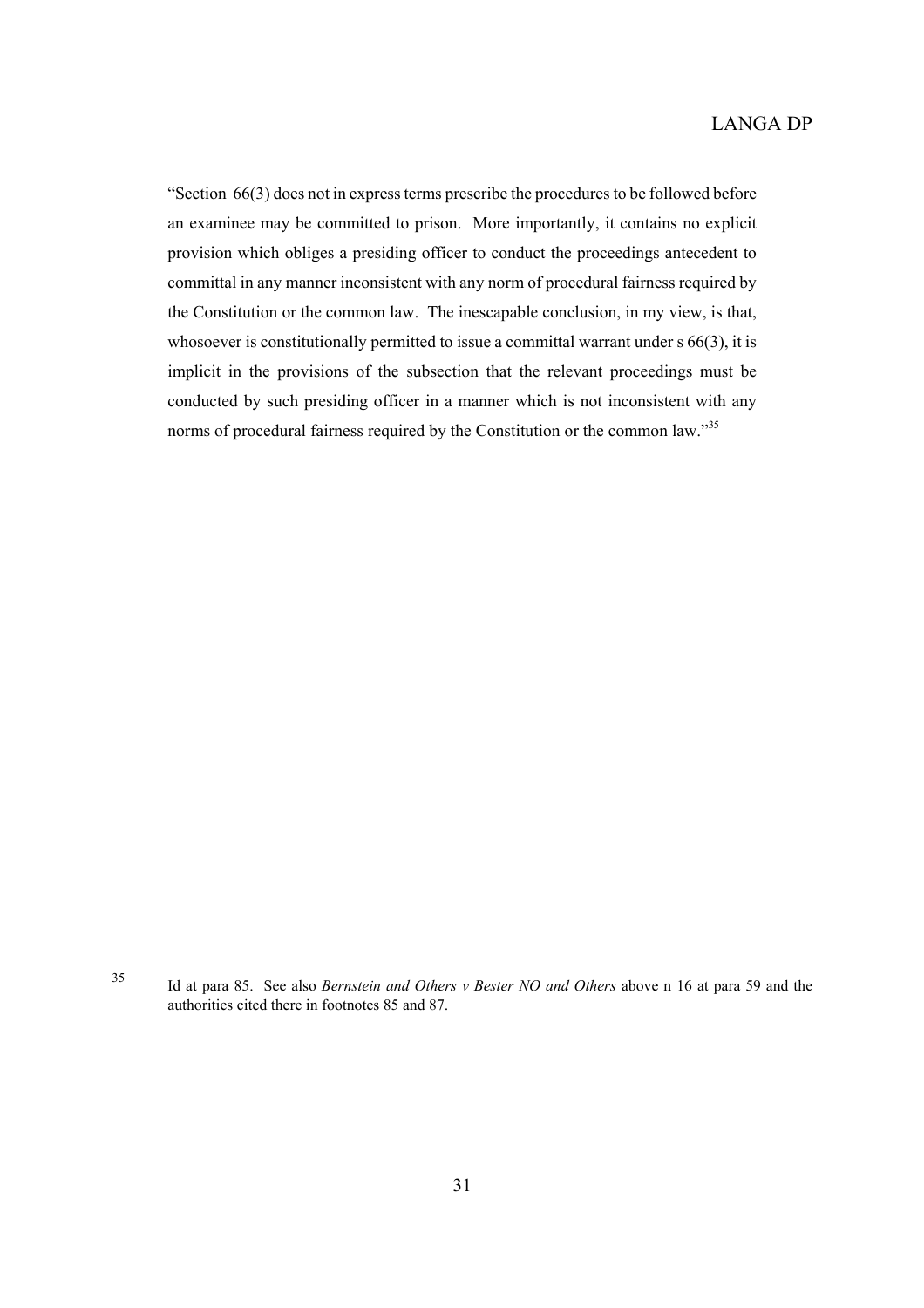"Section 66(3) does not in express terms prescribe the procedures to be followed before an examinee may be committed to prison. More importantly, it contains no explicit provision which obliges a presiding officer to conduct the proceedings antecedent to committal in any manner inconsistent with any norm of procedural fairness required by the Constitution or the common law. The inescapable conclusion, in my view, is that, whosoever is constitutionally permitted to issue a committal warrant under s 66(3), it is implicit in the provisions of the subsection that the relevant proceedings must be conducted by such presiding officer in a manner which is not inconsistent with any norms of procedural fairness required by the Constitution or the common law."[35]

---

[35] Id at para 85. See also *Bernstein and Others v Bester NO and Others* above n 16 at para 59 and the authorities cited there in footnotes 85 and 87.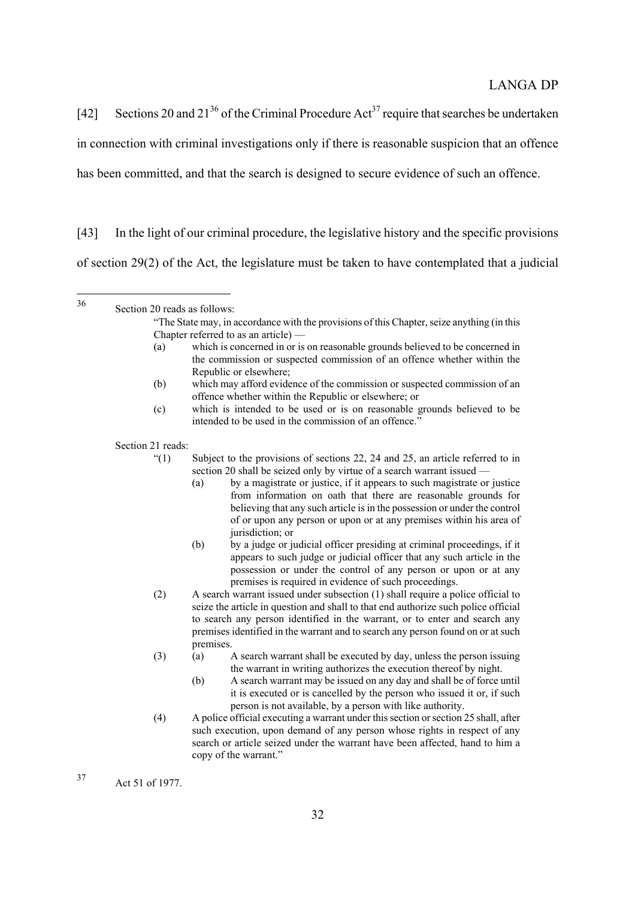[42] Sections 20 and 21[36] of the Criminal Procedure Act[37] require that searches be undertaken in connection with criminal investigations only if there is reasonable suspicion that an offence has been committed, and that the search is designed to secure evidence of such an offence.

[43] In the light of our criminal procedure, the legislative history and the specific provisions of section 29(2) of the Act, the legislature must be taken to have contemplated that a judicial

---

[36] Section 20 reads as follows:

> "The State may, in accordance with the provisions of this Chapter, seize anything (in this Chapter referred to as an article) —
>
> (a) which is concerned in or is on reasonable grounds believed to be concerned in the commission or suspected commission of an offence whether within the Republic or elsewhere;
>
> (b) which may afford evidence of the commission or suspected commission of an offence whether within the Republic or elsewhere; or
>
> (c) which is intended to be used or is on reasonable grounds believed to be intended to be used in the commission of an offence."

Section 21 reads:

> "(1) Subject to the provisions of sections 22, 24 and 25, an article referred to in section 20 shall be seized only by virtue of a search warrant issued —
>
> (a) by a magistrate or justice, if it appears to such magistrate or justice from information on oath that there are reasonable grounds for believing that any such article is in the possession or under the control of or upon any person or upon or at any premises within his area of jurisdiction; or
>
> (b) by a judge or judicial officer presiding at criminal proceedings, if it appears to such judge or judicial officer that any such article in the possession or under the control of any person or upon or at any premises is required in evidence of such proceedings.
>
> (2) A search warrant issued under subsection (1) shall require a police official to seize the article in question and shall to that end authorize such police official to search any person identified in the warrant, or to enter and search any premises identified in the warrant and to search any person found on or at such premises.
>
> (3) (a) A search warrant shall be executed by day, unless the person issuing the warrant in writing authorizes the execution thereof by night.
>
> (b) A search warrant may be issued on any day and shall be of force until it is executed or is cancelled by the person who issued it or, if such person is not available, by a person with like authority.
>
> (4) A police official executing a warrant under this section or section 25 shall, after such execution, upon demand of any person whose rights in respect of any search or article seized under the warrant have been affected, hand to him a copy of the warrant."

[37] Act 51 of 1977.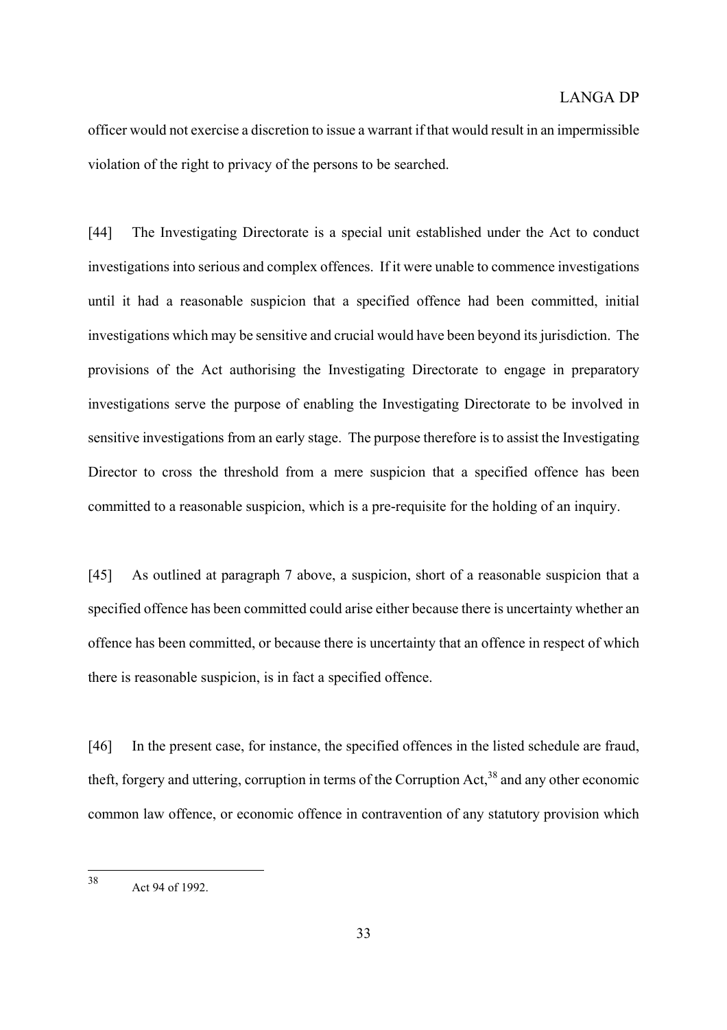officer would not exercise a discretion to issue a warrant if that would result in an impermissible violation of the right to privacy of the persons to be searched.

[44] The Investigating Directorate is a special unit established under the Act to conduct investigations into serious and complex offences. If it were unable to commence investigations until it had a reasonable suspicion that a specified offence had been committed, initial investigations which may be sensitive and crucial would have been beyond its jurisdiction. The provisions of the Act authorising the Investigating Directorate to engage in preparatory investigations serve the purpose of enabling the Investigating Directorate to be involved in sensitive investigations from an early stage. The purpose therefore is to assist the Investigating Director to cross the threshold from a mere suspicion that a specified offence has been committed to a reasonable suspicion, which is a pre-requisite for the holding of an inquiry.

[45] As outlined at paragraph 7 above, a suspicion, short of a reasonable suspicion that a specified offence has been committed could arise either because there is uncertainty whether an offence has been committed, or because there is uncertainty that an offence in respect of which there is reasonable suspicion, is in fact a specified offence.

[46] In the present case, for instance, the specified offences in the listed schedule are fraud, theft, forgery and uttering, corruption in terms of the Corruption Act,[38] and any other economic common law offence, or economic offence in contravention of any statutory provision which

---

[38] Act 94 of 1992.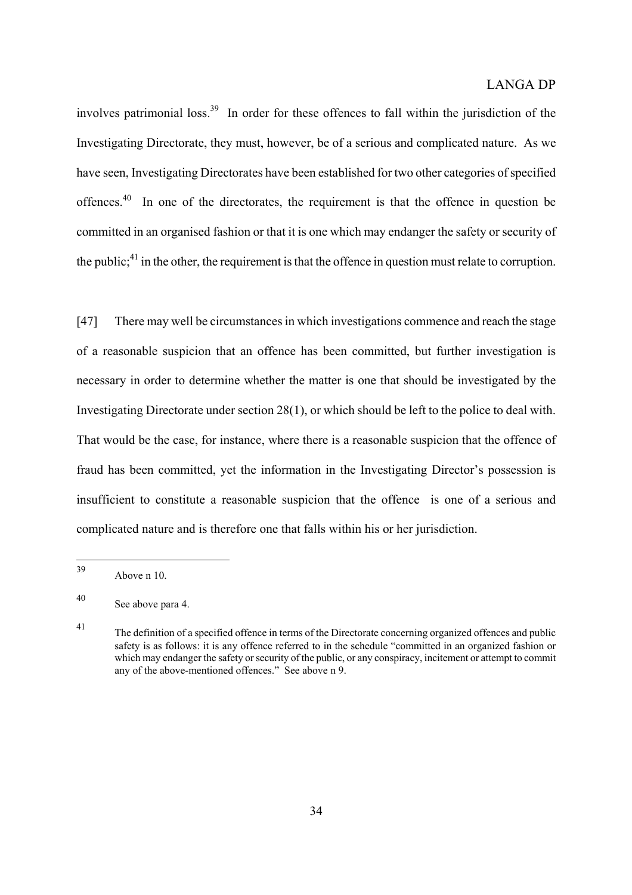involves patrimonial loss.[39] In order for these offences to fall within the jurisdiction of the Investigating Directorate, they must, however, be of a serious and complicated nature. As we have seen, Investigating Directorates have been established for two other categories of specified offences.[40] In one of the directorates, the requirement is that the offence in question be committed in an organised fashion or that it is one which may endanger the safety or security of the public;[41] in the other, the requirement is that the offence in question must relate to corruption.

[47] There may well be circumstances in which investigations commence and reach the stage of a reasonable suspicion that an offence has been committed, but further investigation is necessary in order to determine whether the matter is one that should be investigated by the Investigating Directorate under section 28(1), or which should be left to the police to deal with. That would be the case, for instance, where there is a reasonable suspicion that the offence of fraud has been committed, yet the information in the Investigating Director's possession is insufficient to constitute a reasonable suspicion that the offence is one of a serious and complicated nature and is therefore one that falls within his or her jurisdiction.

---

[39] Above n 10.

[40] See above para 4.

[41] The definition of a specified offence in terms of the Directorate concerning organized offences and public safety is as follows: it is any offence referred to in the schedule "committed in an organized fashion or which may endanger the safety or security of the public, or any conspiracy, incitement or attempt to commit any of the above-mentioned offences." See above n 9.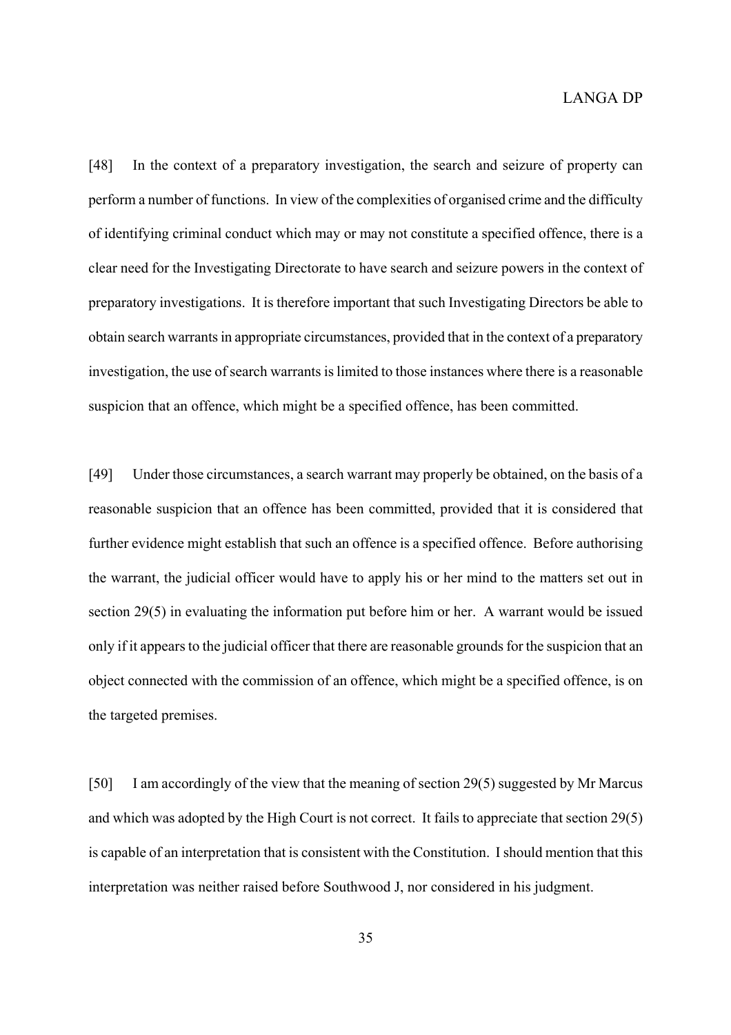[48] In the context of a preparatory investigation, the search and seizure of property can perform a number of functions. In view of the complexities of organised crime and the difficulty of identifying criminal conduct which may or may not constitute a specified offence, there is a clear need for the Investigating Directorate to have search and seizure powers in the context of preparatory investigations. It is therefore important that such Investigating Directors be able to obtain search warrants in appropriate circumstances, provided that in the context of a preparatory investigation, the use of search warrants is limited to those instances where there is a reasonable suspicion that an offence, which might be a specified offence, has been committed.

[49] Under those circumstances, a search warrant may properly be obtained, on the basis of a reasonable suspicion that an offence has been committed, provided that it is considered that further evidence might establish that such an offence is a specified offence. Before authorising the warrant, the judicial officer would have to apply his or her mind to the matters set out in section 29(5) in evaluating the information put before him or her. A warrant would be issued only if it appears to the judicial officer that there are reasonable grounds for the suspicion that an object connected with the commission of an offence, which might be a specified offence, is on the targeted premises.

[50] I am accordingly of the view that the meaning of section 29(5) suggested by Mr Marcus and which was adopted by the High Court is not correct. It fails to appreciate that section 29(5) is capable of an interpretation that is consistent with the Constitution. I should mention that this interpretation was neither raised before Southwood J, nor considered in his judgment.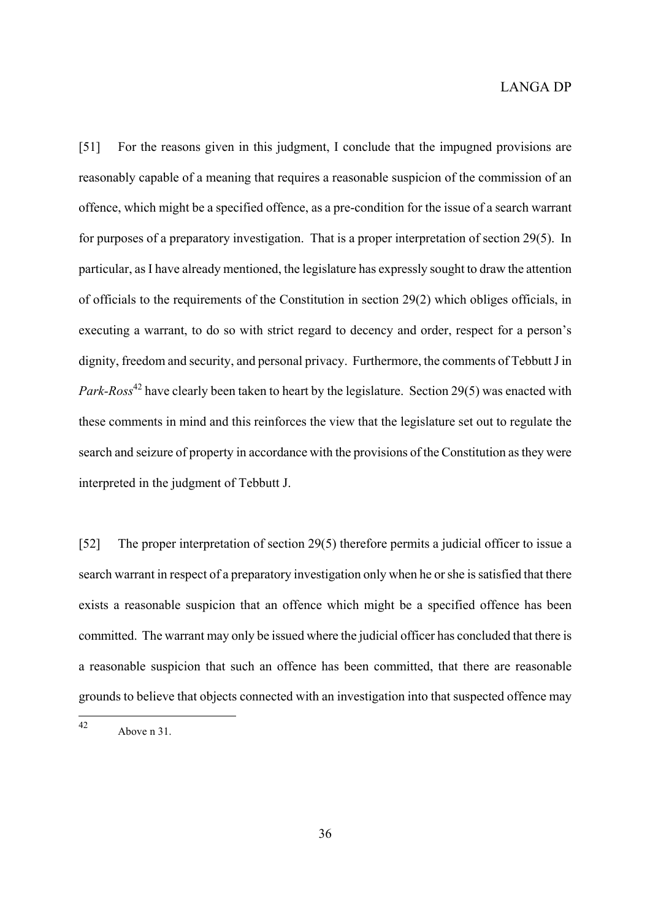[51] For the reasons given in this judgment, I conclude that the impugned provisions are reasonably capable of a meaning that requires a reasonable suspicion of the commission of an offence, which might be a specified offence, as a pre-condition for the issue of a search warrant for purposes of a preparatory investigation. That is a proper interpretation of section 29(5). In particular, as I have already mentioned, the legislature has expressly sought to draw the attention of officials to the requirements of the Constitution in section 29(2) which obliges officials, in executing a warrant, to do so with strict regard to decency and order, respect for a person's dignity, freedom and security, and personal privacy. Furthermore, the comments of Tebbutt J in *Park-Ross*[42] have clearly been taken to heart by the legislature. Section 29(5) was enacted with these comments in mind and this reinforces the view that the legislature set out to regulate the search and seizure of property in accordance with the provisions of the Constitution as they were interpreted in the judgment of Tebbutt J.

[52] The proper interpretation of section 29(5) therefore permits a judicial officer to issue a search warrant in respect of a preparatory investigation only when he or she is satisfied that there exists a reasonable suspicion that an offence which might be a specified offence has been committed. The warrant may only be issued where the judicial officer has concluded that there is a reasonable suspicion that such an offence has been committed, that there are reasonable grounds to believe that objects connected with an investigation into that suspected offence may

---

[42] Above n 31.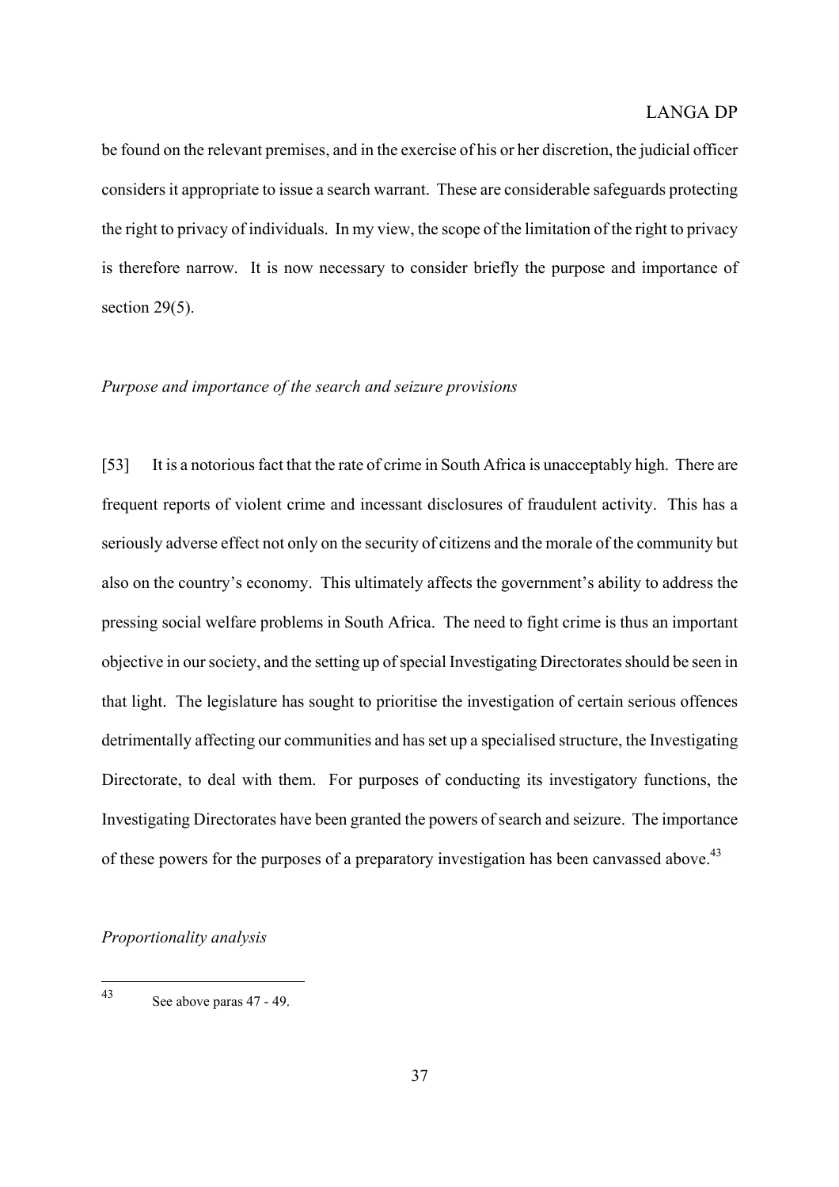be found on the relevant premises, and in the exercise of his or her discretion, the judicial officer considers it appropriate to issue a search warrant. These are considerable safeguards protecting the right to privacy of individuals. In my view, the scope of the limitation of the right to privacy is therefore narrow. It is now necessary to consider briefly the purpose and importance of section 29(5).

*Purpose and importance of the search and seizure provisions*

[53] It is a notorious fact that the rate of crime in South Africa is unacceptably high. There are frequent reports of violent crime and incessant disclosures of fraudulent activity. This has a seriously adverse effect not only on the security of citizens and the morale of the community but also on the country's economy. This ultimately affects the government's ability to address the pressing social welfare problems in South Africa. The need to fight crime is thus an important objective in our society, and the setting up of special Investigating Directorates should be seen in that light. The legislature has sought to prioritise the investigation of certain serious offences detrimentally affecting our communities and has set up a specialised structure, the Investigating Directorate, to deal with them. For purposes of conducting its investigatory functions, the Investigating Directorates have been granted the powers of search and seizure. The importance of these powers for the purposes of a preparatory investigation has been canvassed above.[43]

*Proportionality analysis*

---

[43] See above paras 47 - 49.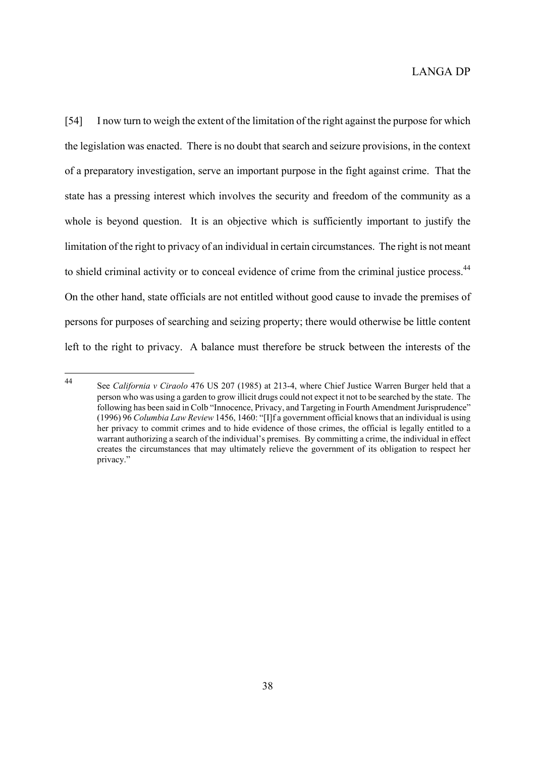[54] I now turn to weigh the extent of the limitation of the right against the purpose for which the legislation was enacted. There is no doubt that search and seizure provisions, in the context of a preparatory investigation, serve an important purpose in the fight against crime. That the state has a pressing interest which involves the security and freedom of the community as a whole is beyond question. It is an objective which is sufficiently important to justify the limitation of the right to privacy of an individual in certain circumstances. The right is not meant to shield criminal activity or to conceal evidence of crime from the criminal justice process.[44] On the other hand, state officials are not entitled without good cause to invade the premises of persons for purposes of searching and seizing property; there would otherwise be little content left to the right to privacy. A balance must therefore be struck between the interests of the

---

[44] See *California v Ciraolo* 476 US 207 (1985) at 213-4, where Chief Justice Warren Burger held that a person who was using a garden to grow illicit drugs could not expect it not to be searched by the state. The following has been said in Colb "Innocence, Privacy, and Targeting in Fourth Amendment Jurisprudence" (1996) 96 *Columbia Law Review* 1456, 1460: "[I]f a government official knows that an individual is using her privacy to commit crimes and to hide evidence of those crimes, the official is legally entitled to a warrant authorizing a search of the individual's premises. By committing a crime, the individual in effect creates the circumstances that may ultimately relieve the government of its obligation to respect her privacy."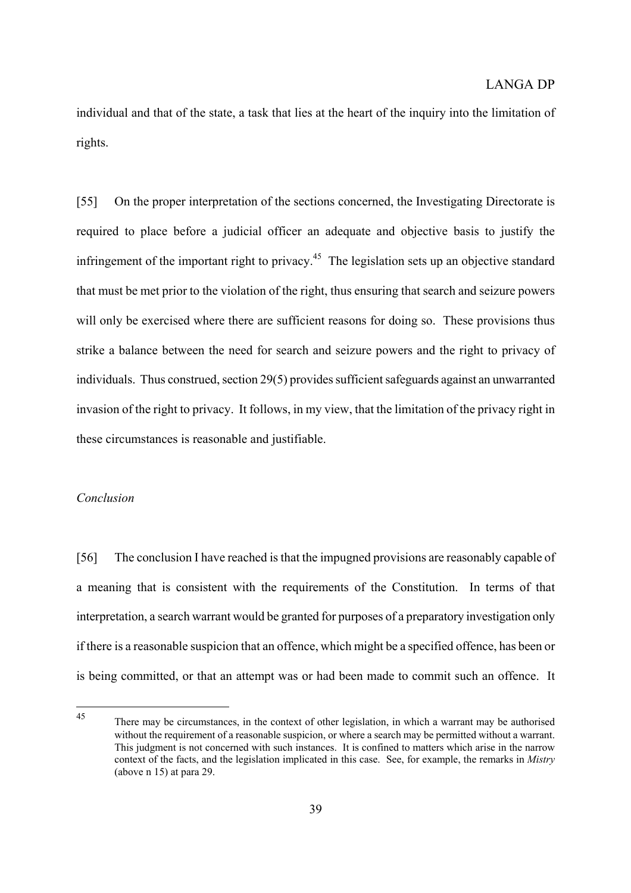individual and that of the state, a task that lies at the heart of the inquiry into the limitation of rights.

[55] On the proper interpretation of the sections concerned, the Investigating Directorate is required to place before a judicial officer an adequate and objective basis to justify the infringement of the important right to privacy.[45] The legislation sets up an objective standard that must be met prior to the violation of the right, thus ensuring that search and seizure powers will only be exercised where there are sufficient reasons for doing so. These provisions thus strike a balance between the need for search and seizure powers and the right to privacy of individuals. Thus construed, section 29(5) provides sufficient safeguards against an unwarranted invasion of the right to privacy. It follows, in my view, that the limitation of the privacy right in these circumstances is reasonable and justifiable.

*Conclusion*

[56] The conclusion I have reached is that the impugned provisions are reasonably capable of a meaning that is consistent with the requirements of the Constitution. In terms of that interpretation, a search warrant would be granted for purposes of a preparatory investigation only if there is a reasonable suspicion that an offence, which might be a specified offence, has been or is being committed, or that an attempt was or had been made to commit such an offence. It

---

[45] There may be circumstances, in the context of other legislation, in which a warrant may be authorised without the requirement of a reasonable suspicion, or where a search may be permitted without a warrant. This judgment is not concerned with such instances. It is confined to matters which arise in the narrow context of the facts, and the legislation implicated in this case. See, for example, the remarks in *Mistry* (above n 15) at para 29.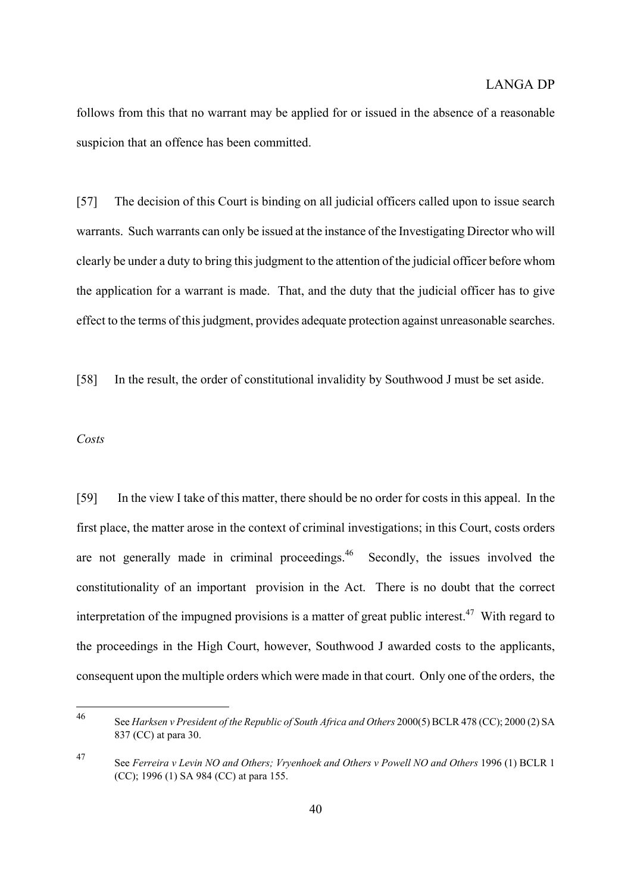follows from this that no warrant may be applied for or issued in the absence of a reasonable suspicion that an offence has been committed.

[57] The decision of this Court is binding on all judicial officers called upon to issue search warrants. Such warrants can only be issued at the instance of the Investigating Director who will clearly be under a duty to bring this judgment to the attention of the judicial officer before whom the application for a warrant is made. That, and the duty that the judicial officer has to give effect to the terms of this judgment, provides adequate protection against unreasonable searches.

[58] In the result, the order of constitutional invalidity by Southwood J must be set aside.

*Costs*

[59] In the view I take of this matter, there should be no order for costs in this appeal. In the first place, the matter arose in the context of criminal investigations; in this Court, costs orders are not generally made in criminal proceedings.[46] Secondly, the issues involved the constitutionality of an important provision in the Act. There is no doubt that the correct interpretation of the impugned provisions is a matter of great public interest.[47] With regard to the proceedings in the High Court, however, Southwood J awarded costs to the applicants, consequent upon the multiple orders which were made in that court. Only one of the orders, the

---

[46] See *Harksen v President of the Republic of South Africa and Others* 2000(5) BCLR 478 (CC); 2000 (2) SA 837 (CC) at para 30.

[47] See *Ferreira v Levin NO and Others; Vryenhoek and Others v Powell NO and Others* 1996 (1) BCLR 1 (CC); 1996 (1) SA 984 (CC) at para 155.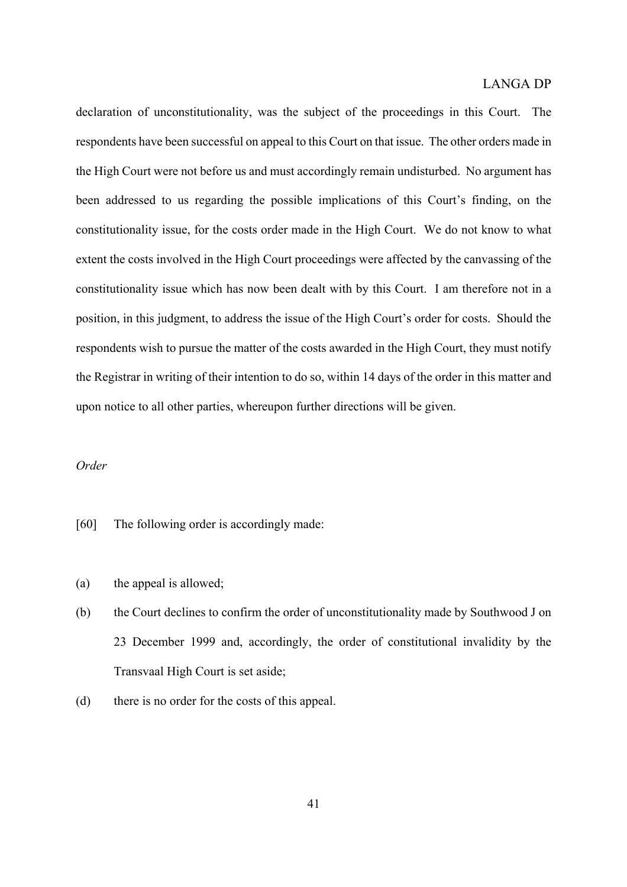declaration of unconstitutionality, was the subject of the proceedings in this Court. The respondents have been successful on appeal to this Court on that issue. The other orders made in the High Court were not before us and must accordingly remain undisturbed. No argument has been addressed to us regarding the possible implications of this Court's finding, on the constitutionality issue, for the costs order made in the High Court. We do not know to what extent the costs involved in the High Court proceedings were affected by the canvassing of the constitutionality issue which has now been dealt with by this Court. I am therefore not in a position, in this judgment, to address the issue of the High Court's order for costs. Should the respondents wish to pursue the matter of the costs awarded in the High Court, they must notify the Registrar in writing of their intention to do so, within 14 days of the order in this matter and upon notice to all other parties, whereupon further directions will be given.

*Order*

[60] The following order is accordingly made:

(a) the appeal is allowed;

(b) the Court declines to confirm the order of unconstitutionality made by Southwood J on 23 December 1999 and, accordingly, the order of constitutional invalidity by the Transvaal High Court is set aside;

(d) there is no order for the costs of this appeal.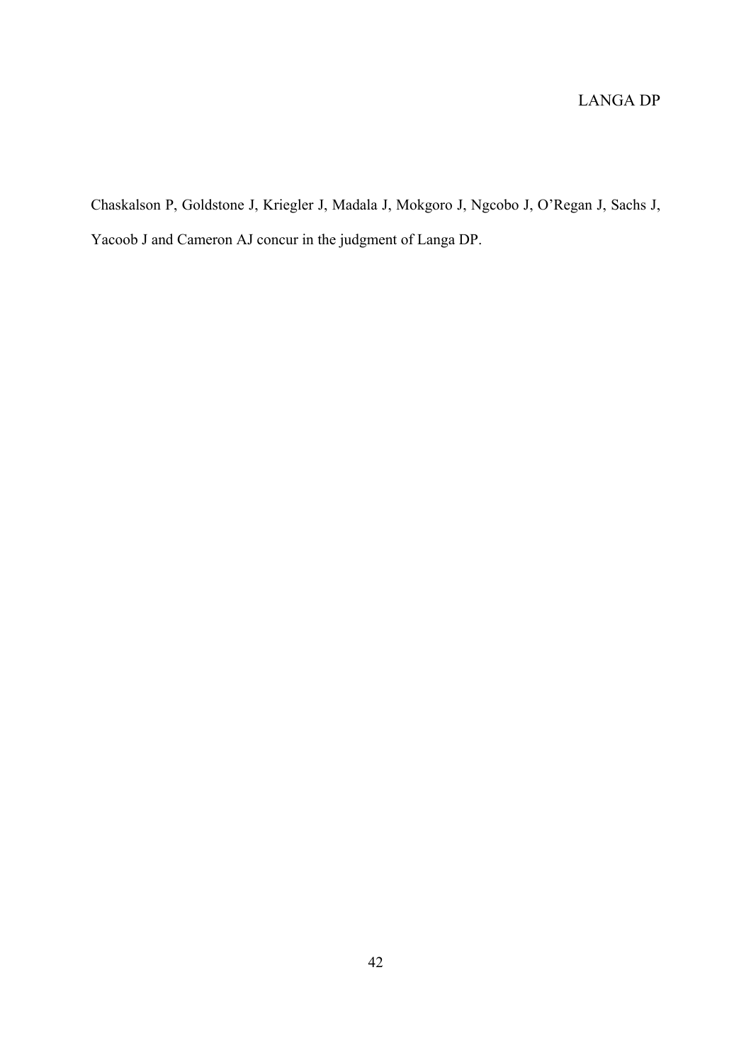Chaskalson P, Goldstone J, Kriegler J, Madala J, Mokgoro J, Ngcobo J, O'Regan J, Sachs J, Yacoob J and Cameron AJ concur in the judgment of Langa DP.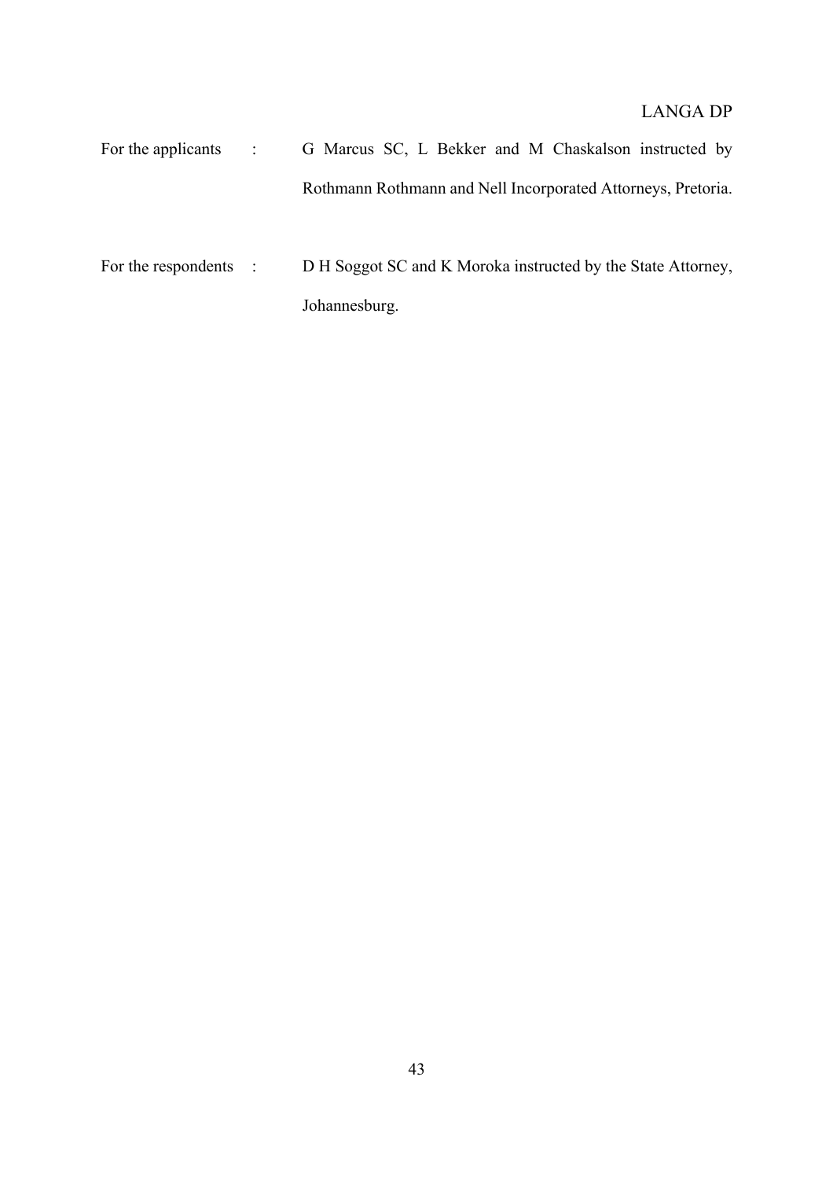LANGA DP

For the applicants : G Marcus SC, L Bekker and M Chaskalson instructed by Rothmann Rothmann and Nell Incorporated Attorneys, Pretoria.

For the respondents : D H Soggot SC and K Moroka instructed by the State Attorney, Johannesburg.